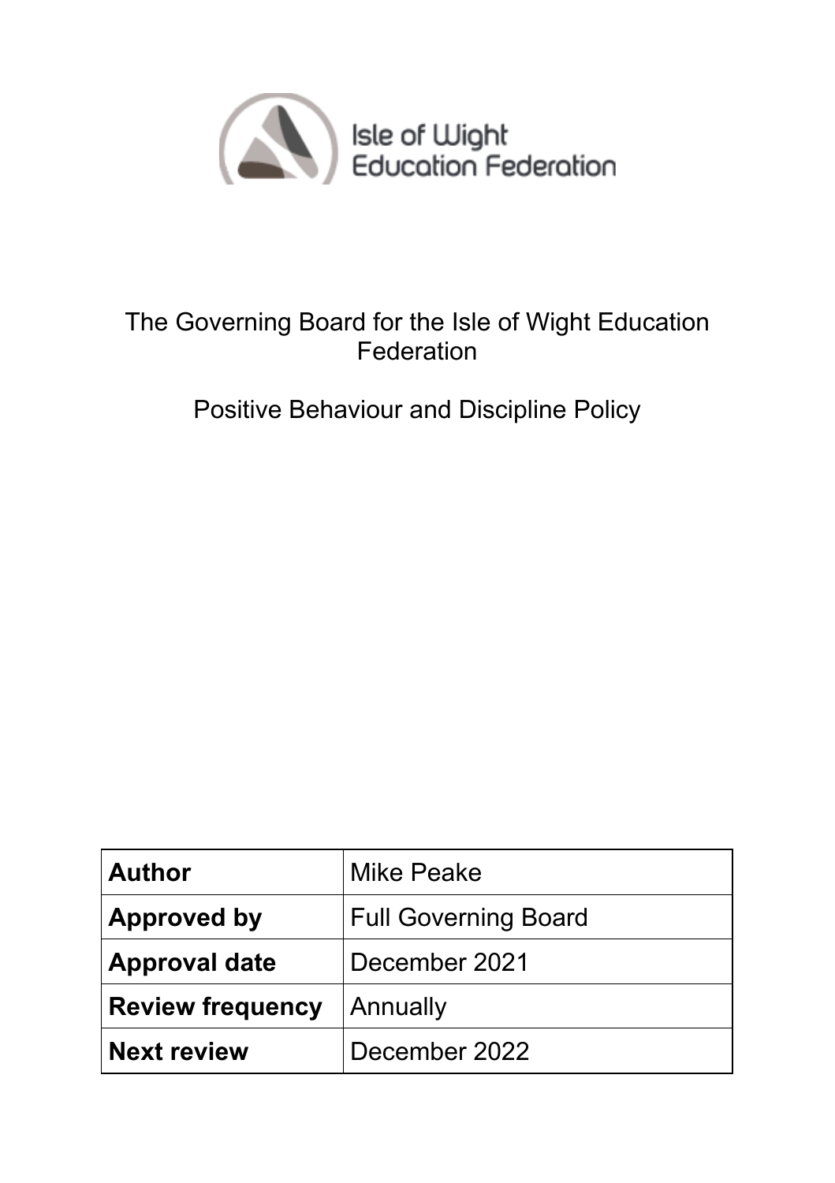Isle of Wight Education Federation

# The Governing Board for the Isle of Wight Education Federation

## Positive Behaviour and Discipline Policy

| **Author** | Mike Peake |
|---|---|
| **Approved by** | Full Governing Board |
| **Approval date** | December 2021 |
| **Review frequency** | Annually |
| **Next review** | December 2022 |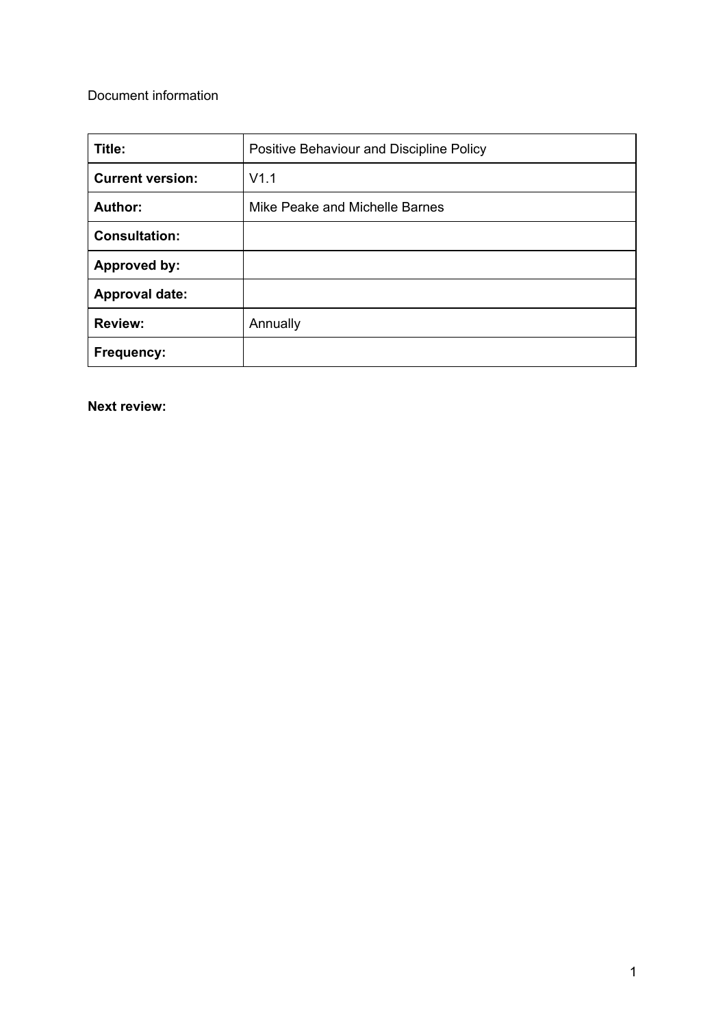Document information

| **Title:** | Positive Behaviour and Discipline Policy |
|---|---|
| **Current version:** | V1.1 |
| **Author:** | Mike Peake and Michelle Barnes |
| **Consultation:** | |
| **Approved by:** | |
| **Approval date:** | |
| **Review:** | Annually |
| **Frequency:** | |

**Next review:**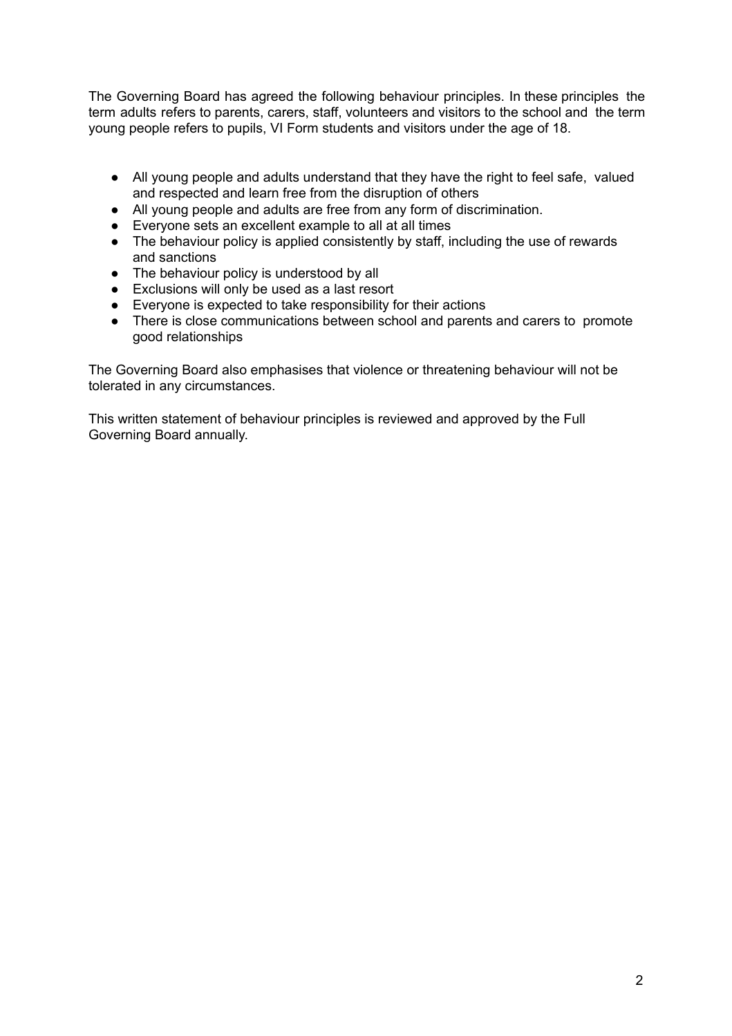The Governing Board has agreed the following behaviour principles. In these principles the term adults refers to parents, carers, staff, volunteers and visitors to the school and the term young people refers to pupils, VI Form students and visitors under the age of 18.

- All young people and adults understand that they have the right to feel safe, valued and respected and learn free from the disruption of others
- All young people and adults are free from any form of discrimination.
- Everyone sets an excellent example to all at all times
- The behaviour policy is applied consistently by staff, including the use of rewards and sanctions
- The behaviour policy is understood by all
- Exclusions will only be used as a last resort
- Everyone is expected to take responsibility for their actions
- There is close communications between school and parents and carers to promote good relationships

The Governing Board also emphasises that violence or threatening behaviour will not be tolerated in any circumstances.

This written statement of behaviour principles is reviewed and approved by the Full Governing Board annually.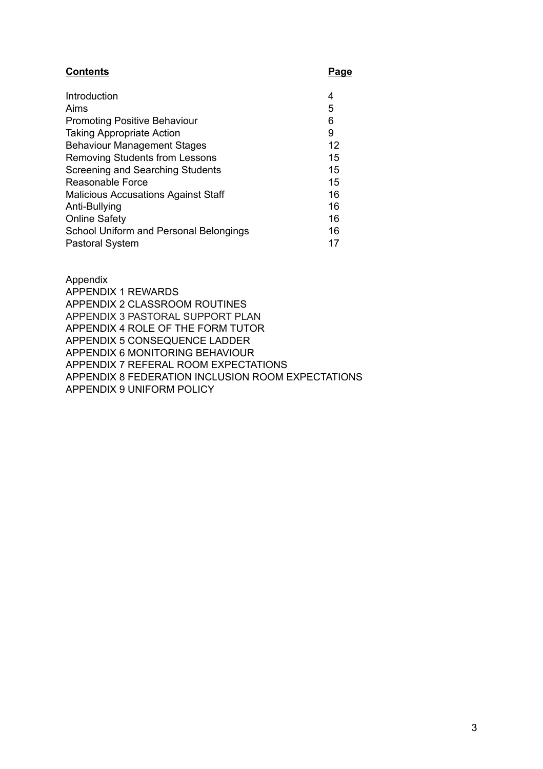| **Contents** | **Page** |
| --- | --- |
| Introduction | 4 |
| Aims | 5 |
| Promoting Positive Behaviour | 6 |
| Taking Appropriate Action | 9 |
| Behaviour Management Stages | 12 |
| Removing Students from Lessons | 15 |
| Screening and Searching Students | 15 |
| Reasonable Force | 15 |
| Malicious Accusations Against Staff | 16 |
| Anti-Bullying | 16 |
| Online Safety | 16 |
| School Uniform and Personal Belongings | 16 |
| Pastoral System | 17 |

Appendix
APPENDIX 1 REWARDS
APPENDIX 2 CLASSROOM ROUTINES
APPENDIX 3 PASTORAL SUPPORT PLAN
APPENDIX 4 ROLE OF THE FORM TUTOR
APPENDIX 5 CONSEQUENCE LADDER
APPENDIX 6 MONITORING BEHAVIOUR
APPENDIX 7 REFERAL ROOM EXPECTATIONS
APPENDIX 8 FEDERATION INCLUSION ROOM EXPECTATIONS
APPENDIX 9 UNIFORM POLICY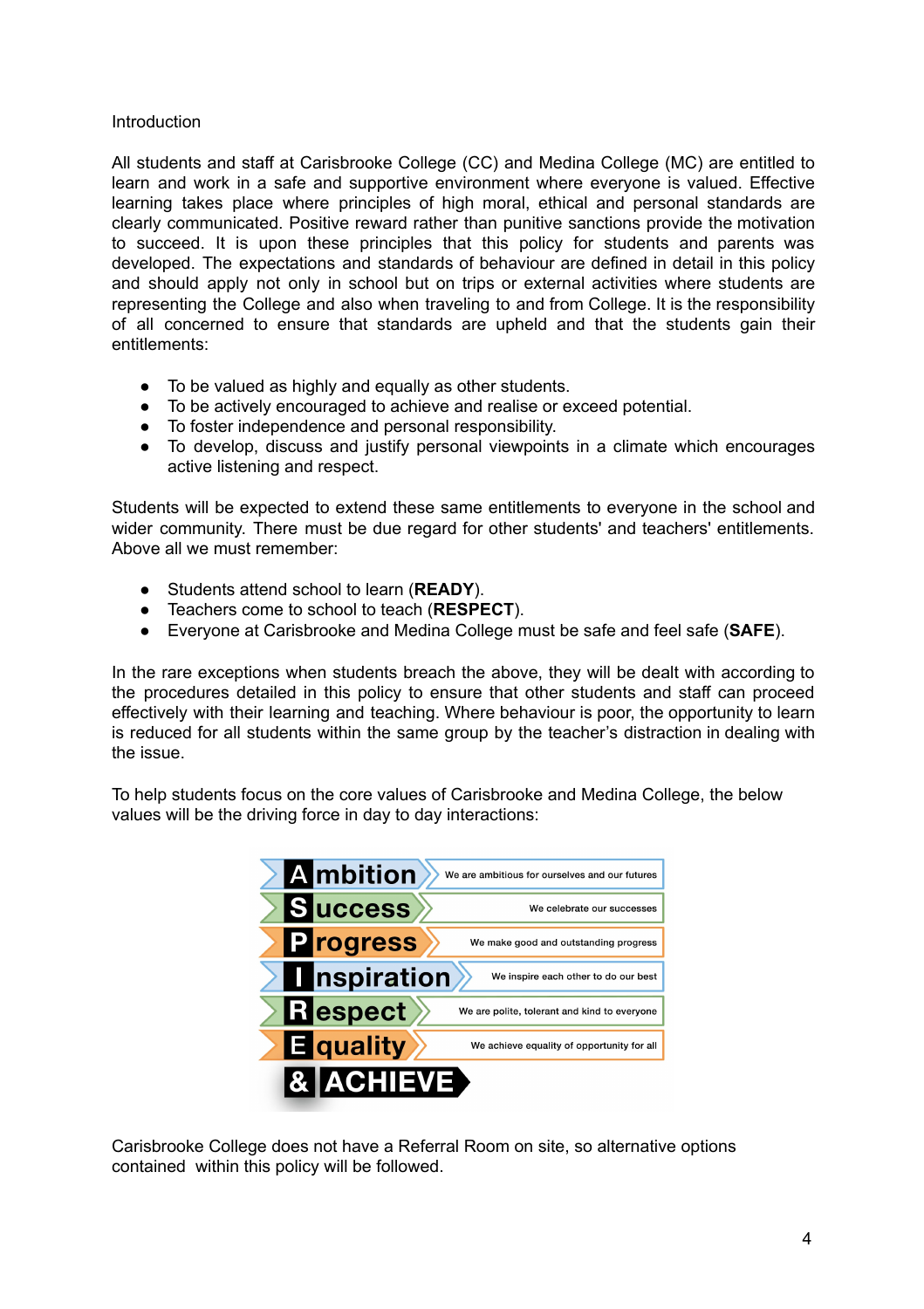Introduction

All students and staff at Carisbrooke College (CC) and Medina College (MC) are entitled to learn and work in a safe and supportive environment where everyone is valued. Effective learning takes place where principles of high moral, ethical and personal standards are clearly communicated. Positive reward rather than punitive sanctions provide the motivation to succeed. It is upon these principles that this policy for students and parents was developed. The expectations and standards of behaviour are defined in detail in this policy and should apply not only in school but on trips or external activities where students are representing the College and also when traveling to and from College. It is the responsibility of all concerned to ensure that standards are upheld and that the students gain their entitlements:

- To be valued as highly and equally as other students.
- To be actively encouraged to achieve and realise or exceed potential.
- To foster independence and personal responsibility.
- To develop, discuss and justify personal viewpoints in a climate which encourages active listening and respect.

Students will be expected to extend these same entitlements to everyone in the school and wider community. There must be due regard for other students' and teachers' entitlements. Above all we must remember:

- Students attend school to learn (**READY**).
- Teachers come to school to teach (**RESPECT**).
- Everyone at Carisbrooke and Medina College must be safe and feel safe (**SAFE**).

In the rare exceptions when students breach the above, they will be dealt with according to the procedures detailed in this policy to ensure that other students and staff can proceed effectively with their learning and teaching. Where behaviour is poor, the opportunity to learn is reduced for all students within the same group by the teacher's distraction in dealing with the issue.

To help students focus on the core values of Carisbrooke and Medina College, the below values will be the driving force in day to day interactions:

| | |
|---|---|
| **A**mbition | We are ambitious for ourselves and our futures |
| **S**uccess | We celebrate our successes |
| **P**rogress | We make good and outstanding progress |
| **I**nspiration | We inspire each other to do our best |
| **R**espect | We are polite, tolerant and kind to everyone |
| **E**quality | We achieve equality of opportunity for all |
| **& ACHIEVE** | |

Carisbrooke College does not have a Referral Room on site, so alternative options contained within this policy will be followed.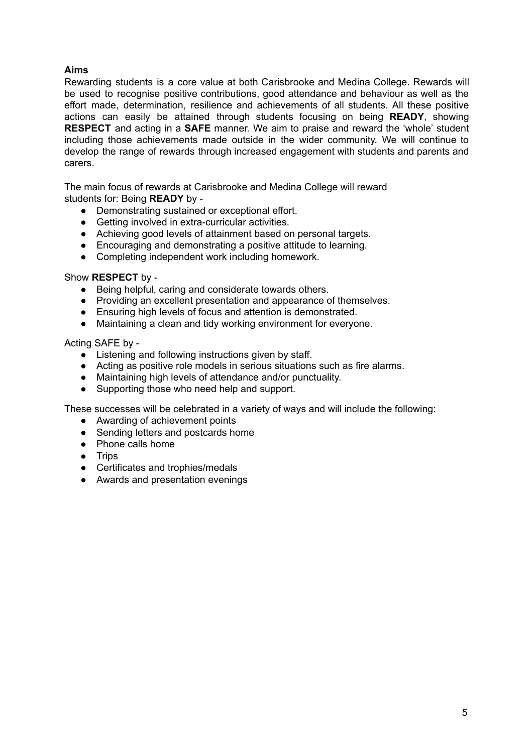**Aims**

Rewarding students is a core value at both Carisbrooke and Medina College. Rewards will be used to recognise positive contributions, good attendance and behaviour as well as the effort made, determination, resilience and achievements of all students. All these positive actions can easily be attained through students focusing on being **READY**, showing **RESPECT** and acting in a **SAFE** manner. We aim to praise and reward the 'whole' student including those achievements made outside in the wider community. We will continue to develop the range of rewards through increased engagement with students and parents and carers.

The main focus of rewards at Carisbrooke and Medina College will reward students for: Being **READY** by -

- Demonstrating sustained or exceptional effort.
- Getting involved in extra-curricular activities.
- Achieving good levels of attainment based on personal targets.
- Encouraging and demonstrating a positive attitude to learning.
- Completing independent work including homework.

Show **RESPECT** by -

- Being helpful, caring and considerate towards others.
- Providing an excellent presentation and appearance of themselves.
- Ensuring high levels of focus and attention is demonstrated.
- Maintaining a clean and tidy working environment for everyone.

Acting SAFE by -

- Listening and following instructions given by staff.
- Acting as positive role models in serious situations such as fire alarms.
- Maintaining high levels of attendance and/or punctuality.
- Supporting those who need help and support.

These successes will be celebrated in a variety of ways and will include the following:

- Awarding of achievement points
- Sending letters and postcards home
- Phone calls home
- Trips
- Certificates and trophies/medals
- Awards and presentation evenings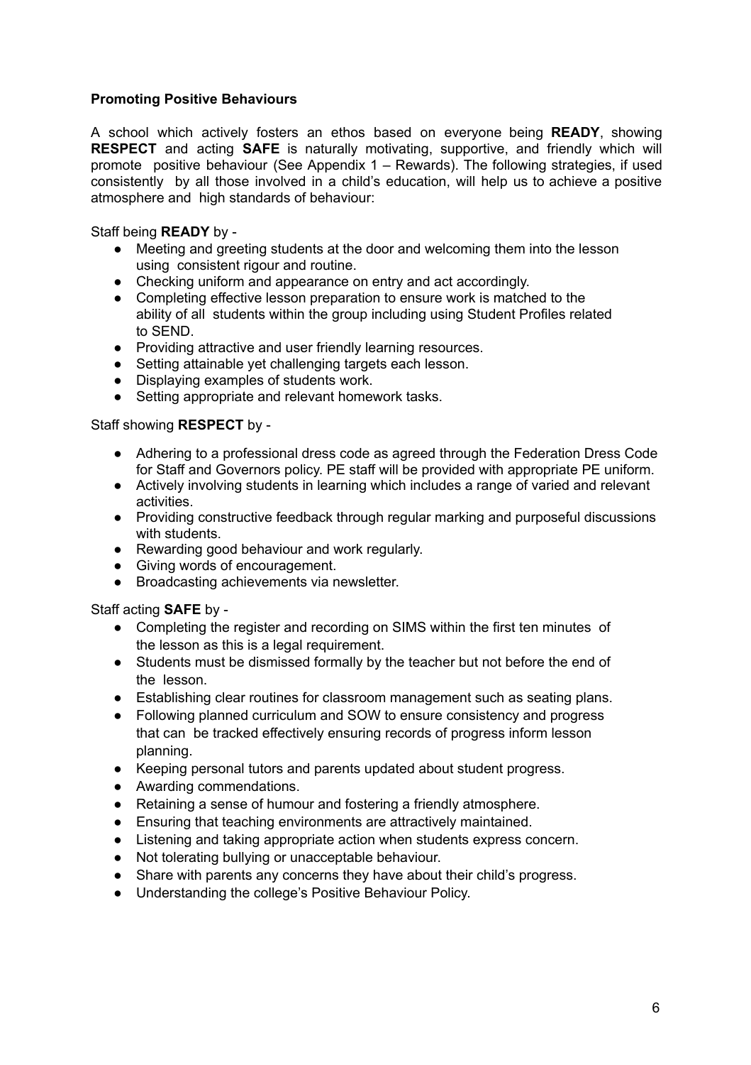**Promoting Positive Behaviours**

A school which actively fosters an ethos based on everyone being **READY**, showing **RESPECT** and acting **SAFE** is naturally motivating, supportive, and friendly which will promote positive behaviour (See Appendix 1 – Rewards). The following strategies, if used consistently by all those involved in a child's education, will help us to achieve a positive atmosphere and high standards of behaviour:

Staff being **READY** by -

- Meeting and greeting students at the door and welcoming them into the lesson using consistent rigour and routine.
- Checking uniform and appearance on entry and act accordingly.
- Completing effective lesson preparation to ensure work is matched to the ability of all students within the group including using Student Profiles related to SEND.
- Providing attractive and user friendly learning resources.
- Setting attainable yet challenging targets each lesson.
- Displaying examples of students work.
- Setting appropriate and relevant homework tasks.

Staff showing **RESPECT** by -

- Adhering to a professional dress code as agreed through the Federation Dress Code for Staff and Governors policy. PE staff will be provided with appropriate PE uniform.
- Actively involving students in learning which includes a range of varied and relevant activities.
- Providing constructive feedback through regular marking and purposeful discussions with students.
- Rewarding good behaviour and work regularly.
- Giving words of encouragement.
- Broadcasting achievements via newsletter.

Staff acting **SAFE** by -

- Completing the register and recording on SIMS within the first ten minutes of the lesson as this is a legal requirement.
- Students must be dismissed formally by the teacher but not before the end of the lesson.
- Establishing clear routines for classroom management such as seating plans.
- Following planned curriculum and SOW to ensure consistency and progress that can be tracked effectively ensuring records of progress inform lesson planning.
- Keeping personal tutors and parents updated about student progress.
- Awarding commendations.
- Retaining a sense of humour and fostering a friendly atmosphere.
- Ensuring that teaching environments are attractively maintained.
- Listening and taking appropriate action when students express concern.
- Not tolerating bullying or unacceptable behaviour.
- Share with parents any concerns they have about their child's progress.
- Understanding the college's Positive Behaviour Policy.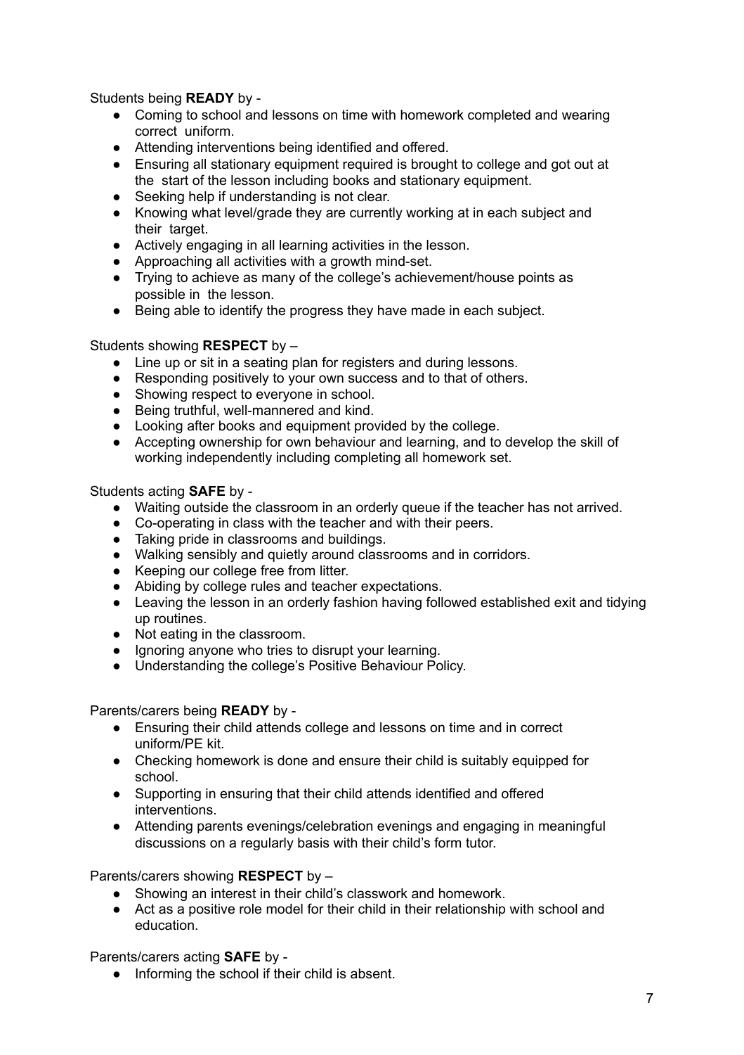Students being **READY** by -

- Coming to school and lessons on time with homework completed and wearing correct uniform.
- Attending interventions being identified and offered.
- Ensuring all stationary equipment required is brought to college and got out at the start of the lesson including books and stationary equipment.
- Seeking help if understanding is not clear.
- Knowing what level/grade they are currently working at in each subject and their target.
- Actively engaging in all learning activities in the lesson.
- Approaching all activities with a growth mind-set.
- Trying to achieve as many of the college's achievement/house points as possible in the lesson.
- Being able to identify the progress they have made in each subject.

Students showing **RESPECT** by –

- Line up or sit in a seating plan for registers and during lessons.
- Responding positively to your own success and to that of others.
- Showing respect to everyone in school.
- Being truthful, well-mannered and kind.
- Looking after books and equipment provided by the college.
- Accepting ownership for own behaviour and learning, and to develop the skill of working independently including completing all homework set.

Students acting **SAFE** by -

- Waiting outside the classroom in an orderly queue if the teacher has not arrived.
- Co-operating in class with the teacher and with their peers.
- Taking pride in classrooms and buildings.
- Walking sensibly and quietly around classrooms and in corridors.
- Keeping our college free from litter.
- Abiding by college rules and teacher expectations.
- Leaving the lesson in an orderly fashion having followed established exit and tidying up routines.
- Not eating in the classroom.
- Ignoring anyone who tries to disrupt your learning.
- Understanding the college's Positive Behaviour Policy.

Parents/carers being **READY** by -

- Ensuring their child attends college and lessons on time and in correct uniform/PE kit.
- Checking homework is done and ensure their child is suitably equipped for school.
- Supporting in ensuring that their child attends identified and offered interventions.
- Attending parents evenings/celebration evenings and engaging in meaningful discussions on a regularly basis with their child's form tutor.

Parents/carers showing **RESPECT** by –

- Showing an interest in their child's classwork and homework.
- Act as a positive role model for their child in their relationship with school and education.

Parents/carers acting **SAFE** by -

- Informing the school if their child is absent.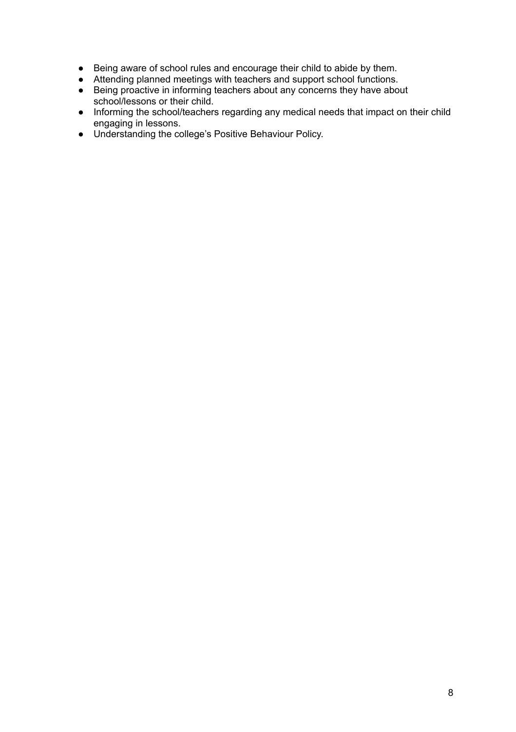- Being aware of school rules and encourage their child to abide by them.
- Attending planned meetings with teachers and support school functions.
- Being proactive in informing teachers about any concerns they have about school/lessons or their child.
- Informing the school/teachers regarding any medical needs that impact on their child engaging in lessons.
- Understanding the college's Positive Behaviour Policy.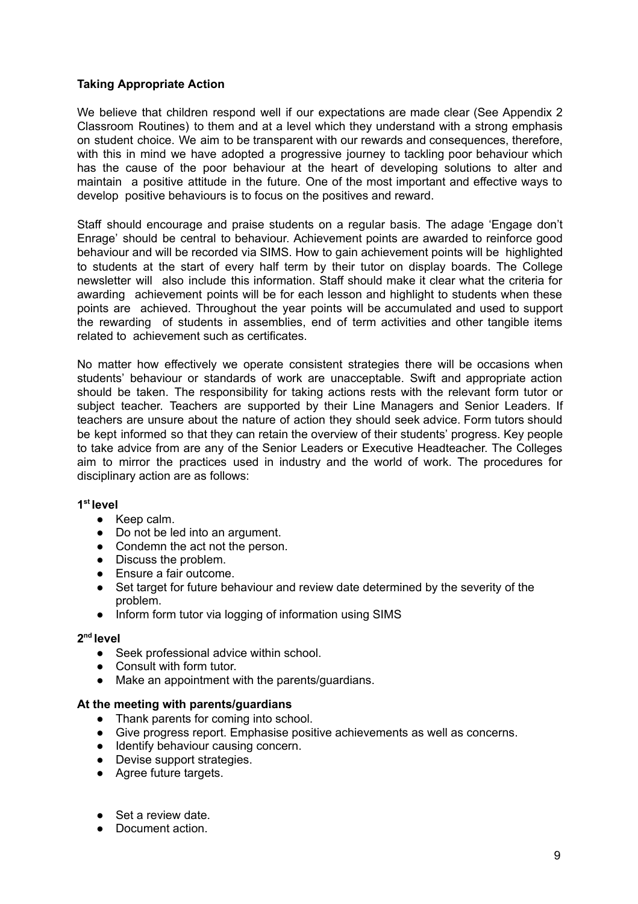**Taking Appropriate Action**

We believe that children respond well if our expectations are made clear (See Appendix 2 Classroom Routines) to them and at a level which they understand with a strong emphasis on student choice. We aim to be transparent with our rewards and consequences, therefore, with this in mind we have adopted a progressive journey to tackling poor behaviour which has the cause of the poor behaviour at the heart of developing solutions to alter and maintain a positive attitude in the future. One of the most important and effective ways to develop positive behaviours is to focus on the positives and reward.

Staff should encourage and praise students on a regular basis. The adage 'Engage don't Enrage' should be central to behaviour. Achievement points are awarded to reinforce good behaviour and will be recorded via SIMS. How to gain achievement points will be highlighted to students at the start of every half term by their tutor on display boards. The College newsletter will also include this information. Staff should make it clear what the criteria for awarding achievement points will be for each lesson and highlight to students when these points are achieved. Throughout the year points will be accumulated and used to support the rewarding of students in assemblies, end of term activities and other tangible items related to achievement such as certificates.

No matter how effectively we operate consistent strategies there will be occasions when students' behaviour or standards of work are unacceptable. Swift and appropriate action should be taken. The responsibility for taking actions rests with the relevant form tutor or subject teacher. Teachers are supported by their Line Managers and Senior Leaders. If teachers are unsure about the nature of action they should seek advice. Form tutors should be kept informed so that they can retain the overview of their students' progress. Key people to take advice from are any of the Senior Leaders or Executive Headteacher. The Colleges aim to mirror the practices used in industry and the world of work. The procedures for disciplinary action are as follows:

**1st level**

- Keep calm.
- Do not be led into an argument.
- Condemn the act not the person.
- Discuss the problem.
- Ensure a fair outcome.
- Set target for future behaviour and review date determined by the severity of the problem.
- Inform form tutor via logging of information using SIMS

**2nd level**

- Seek professional advice within school.
- Consult with form tutor.
- Make an appointment with the parents/guardians.

**At the meeting with parents/guardians**

- Thank parents for coming into school.
- Give progress report. Emphasise positive achievements as well as concerns.
- Identify behaviour causing concern.
- Devise support strategies.
- Agree future targets.
- Set a review date.
- Document action.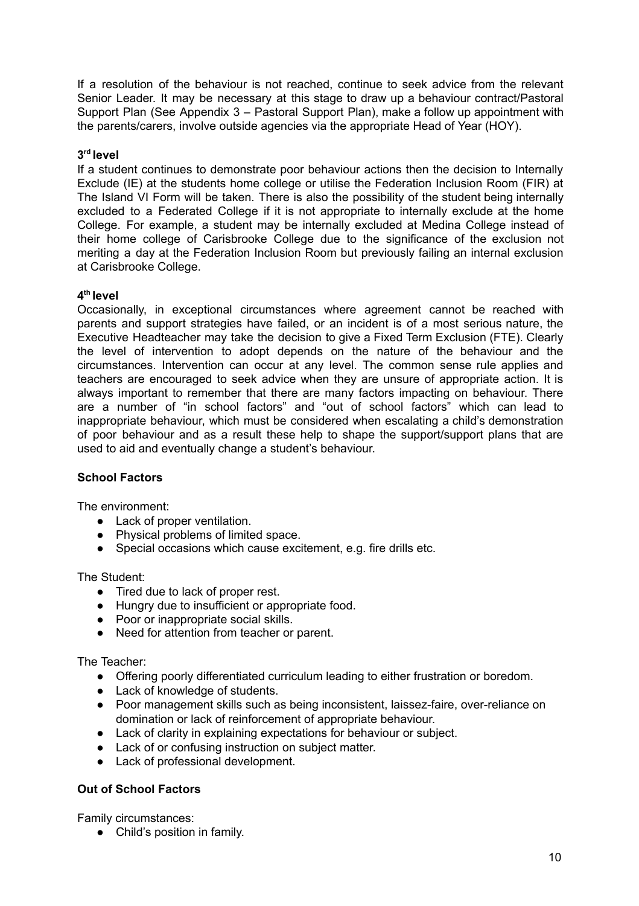If a resolution of the behaviour is not reached, continue to seek advice from the relevant Senior Leader. It may be necessary at this stage to draw up a behaviour contract/Pastoral Support Plan (See Appendix 3 – Pastoral Support Plan), make a follow up appointment with the parents/carers, involve outside agencies via the appropriate Head of Year (HOY).

**3rd level**

If a student continues to demonstrate poor behaviour actions then the decision to Internally Exclude (IE) at the students home college or utilise the Federation Inclusion Room (FIR) at The Island VI Form will be taken. There is also the possibility of the student being internally excluded to a Federated College if it is not appropriate to internally exclude at the home College. For example, a student may be internally excluded at Medina College instead of their home college of Carisbrooke College due to the significance of the exclusion not meriting a day at the Federation Inclusion Room but previously failing an internal exclusion at Carisbrooke College.

**4th level**

Occasionally, in exceptional circumstances where agreement cannot be reached with parents and support strategies have failed, or an incident is of a most serious nature, the Executive Headteacher may take the decision to give a Fixed Term Exclusion (FTE). Clearly the level of intervention to adopt depends on the nature of the behaviour and the circumstances. Intervention can occur at any level. The common sense rule applies and teachers are encouraged to seek advice when they are unsure of appropriate action. It is always important to remember that there are many factors impacting on behaviour. There are a number of "in school factors" and "out of school factors" which can lead to inappropriate behaviour, which must be considered when escalating a child's demonstration of poor behaviour and as a result these help to shape the support/support plans that are used to aid and eventually change a student's behaviour.

**School Factors**

The environment:

- Lack of proper ventilation.
- Physical problems of limited space.
- Special occasions which cause excitement, e.g. fire drills etc.

The Student:

- Tired due to lack of proper rest.
- Hungry due to insufficient or appropriate food.
- Poor or inappropriate social skills.
- Need for attention from teacher or parent.

The Teacher:

- Offering poorly differentiated curriculum leading to either frustration or boredom.
- Lack of knowledge of students.
- Poor management skills such as being inconsistent, laissez-faire, over-reliance on domination or lack of reinforcement of appropriate behaviour.
- Lack of clarity in explaining expectations for behaviour or subject.
- Lack of or confusing instruction on subject matter.
- Lack of professional development.

**Out of School Factors**

Family circumstances:

- Child's position in family.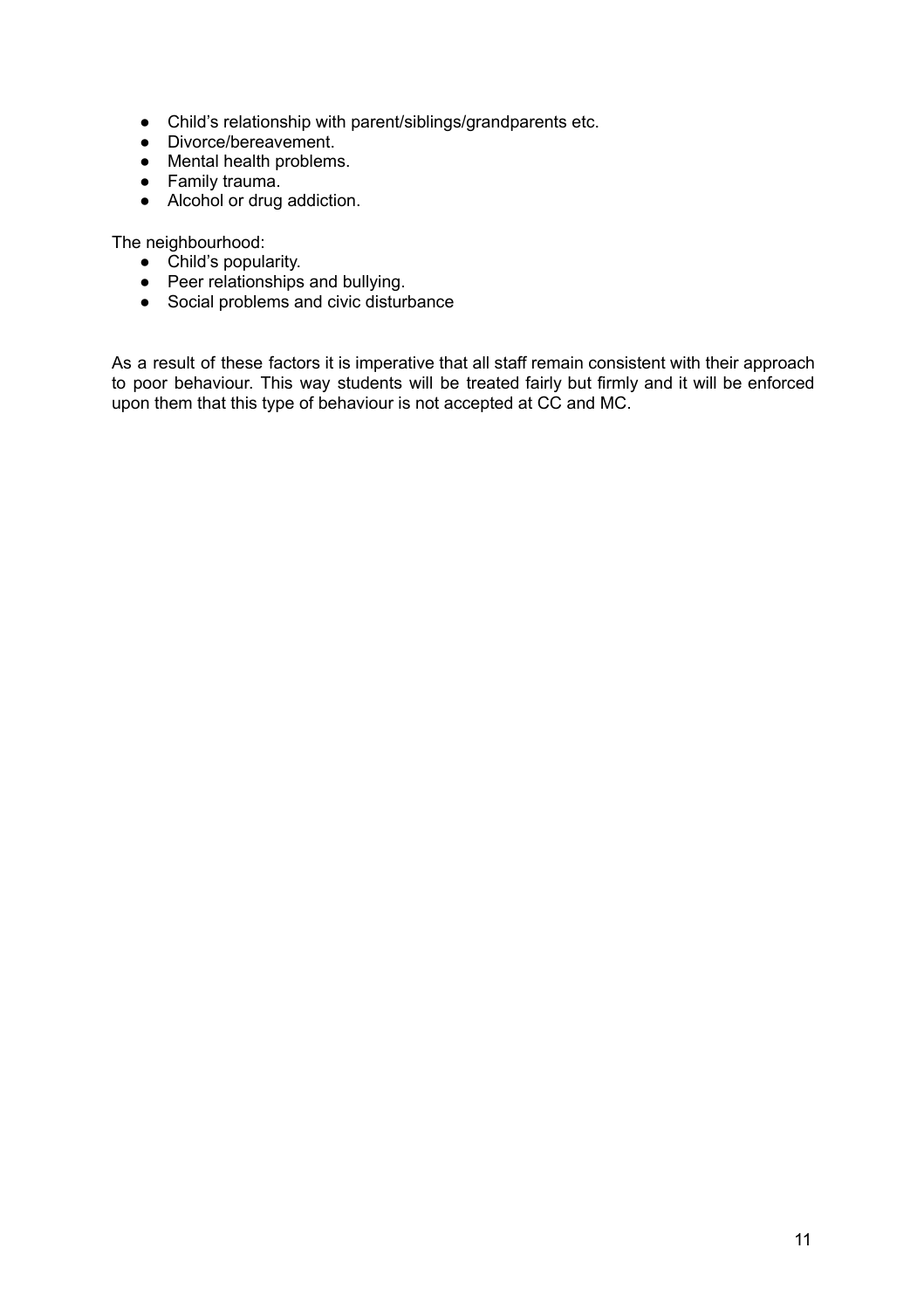- Child's relationship with parent/siblings/grandparents etc.
- Divorce/bereavement.
- Mental health problems.
- Family trauma.
- Alcohol or drug addiction.

The neighbourhood:

- Child's popularity.
- Peer relationships and bullying.
- Social problems and civic disturbance

As a result of these factors it is imperative that all staff remain consistent with their approach to poor behaviour. This way students will be treated fairly but firmly and it will be enforced upon them that this type of behaviour is not accepted at CC and MC.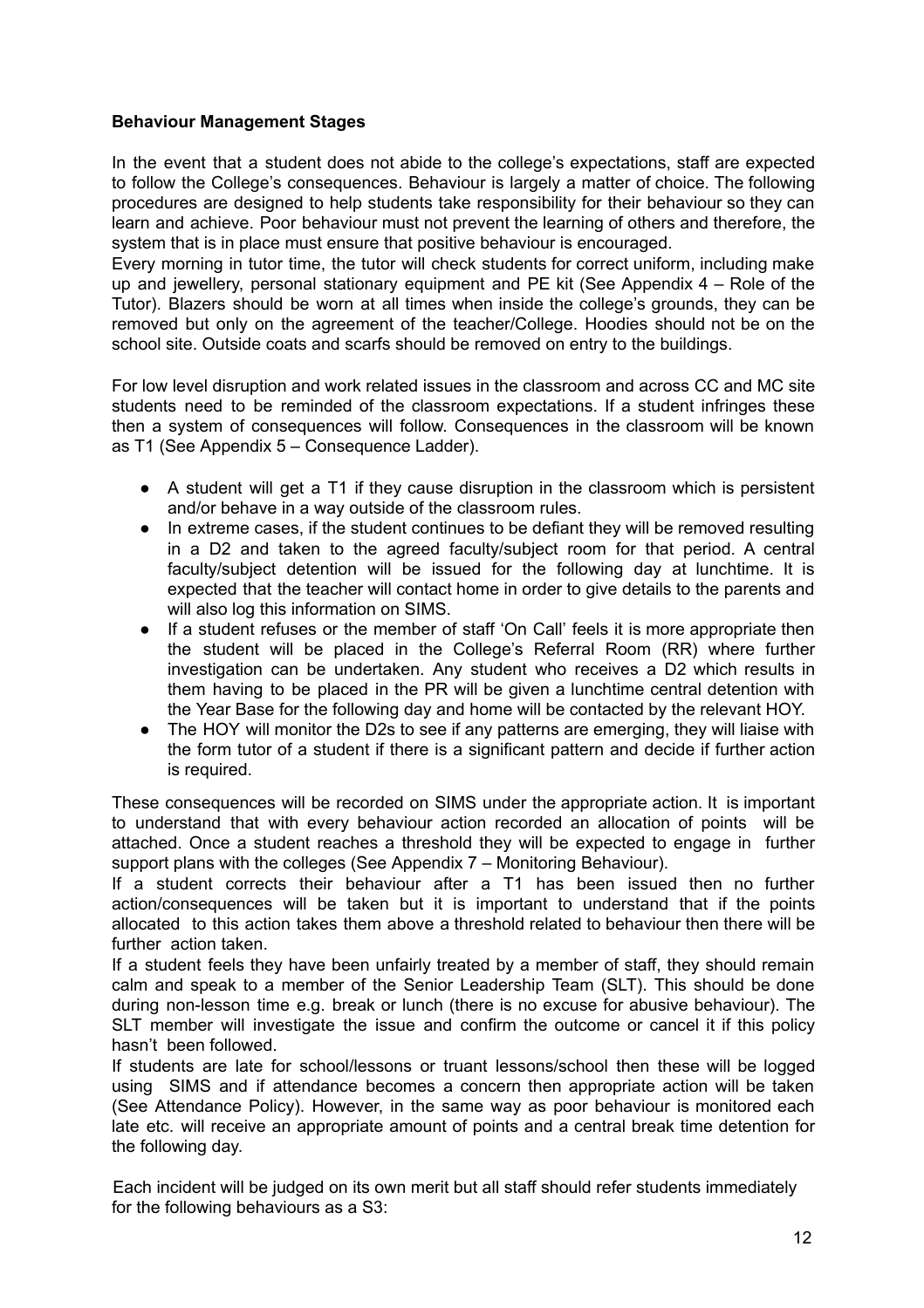**Behaviour Management Stages**

In the event that a student does not abide to the college's expectations, staff are expected to follow the College's consequences. Behaviour is largely a matter of choice. The following procedures are designed to help students take responsibility for their behaviour so they can learn and achieve. Poor behaviour must not prevent the learning of others and therefore, the system that is in place must ensure that positive behaviour is encouraged.

Every morning in tutor time, the tutor will check students for correct uniform, including make up and jewellery, personal stationary equipment and PE kit (See Appendix 4 – Role of the Tutor). Blazers should be worn at all times when inside the college's grounds, they can be removed but only on the agreement of the teacher/College. Hoodies should not be on the school site. Outside coats and scarfs should be removed on entry to the buildings.

For low level disruption and work related issues in the classroom and across CC and MC site students need to be reminded of the classroom expectations. If a student infringes these then a system of consequences will follow. Consequences in the classroom will be known as T1 (See Appendix 5 – Consequence Ladder).

- A student will get a T1 if they cause disruption in the classroom which is persistent and/or behave in a way outside of the classroom rules.
- In extreme cases, if the student continues to be defiant they will be removed resulting in a D2 and taken to the agreed faculty/subject room for that period. A central faculty/subject detention will be issued for the following day at lunchtime. It is expected that the teacher will contact home in order to give details to the parents and will also log this information on SIMS.
- If a student refuses or the member of staff 'On Call' feels it is more appropriate then the student will be placed in the College's Referral Room (RR) where further investigation can be undertaken. Any student who receives a D2 which results in them having to be placed in the PR will be given a lunchtime central detention with the Year Base for the following day and home will be contacted by the relevant HOY.
- The HOY will monitor the D2s to see if any patterns are emerging, they will liaise with the form tutor of a student if there is a significant pattern and decide if further action is required.

These consequences will be recorded on SIMS under the appropriate action. It is important to understand that with every behaviour action recorded an allocation of points will be attached. Once a student reaches a threshold they will be expected to engage in further support plans with the colleges (See Appendix 7 – Monitoring Behaviour).

If a student corrects their behaviour after a T1 has been issued then no further action/consequences will be taken but it is important to understand that if the points allocated to this action takes them above a threshold related to behaviour then there will be further action taken.

If a student feels they have been unfairly treated by a member of staff, they should remain calm and speak to a member of the Senior Leadership Team (SLT). This should be done during non-lesson time e.g. break or lunch (there is no excuse for abusive behaviour). The SLT member will investigate the issue and confirm the outcome or cancel it if this policy hasn't been followed.

If students are late for school/lessons or truant lessons/school then these will be logged using SIMS and if attendance becomes a concern then appropriate action will be taken (See Attendance Policy). However, in the same way as poor behaviour is monitored each late etc. will receive an appropriate amount of points and a central break time detention for the following day.

Each incident will be judged on its own merit but all staff should refer students immediately for the following behaviours as a S3: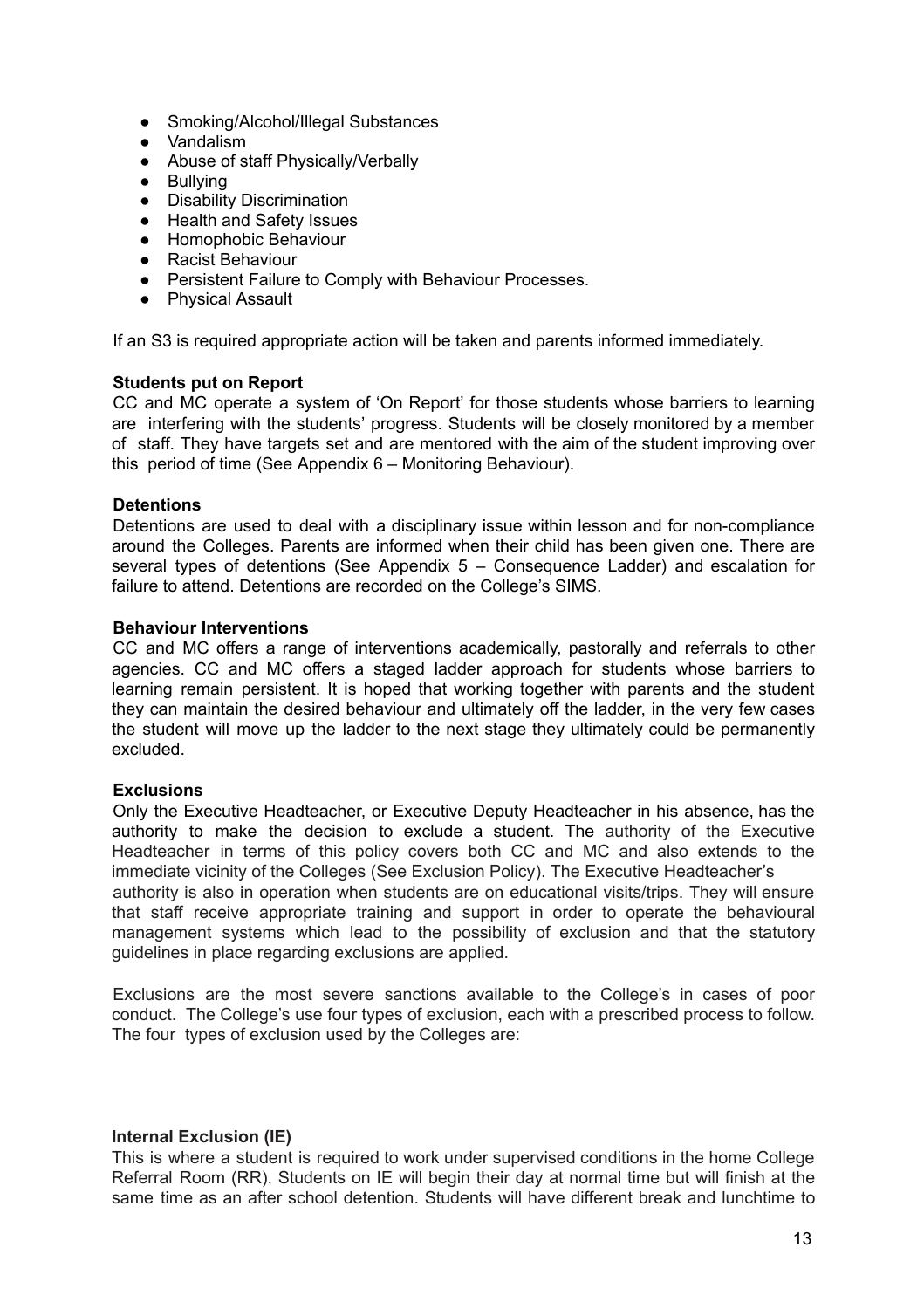- Smoking/Alcohol/Illegal Substances
- Vandalism
- Abuse of staff Physically/Verbally
- Bullying
- Disability Discrimination
- Health and Safety Issues
- Homophobic Behaviour
- Racist Behaviour
- Persistent Failure to Comply with Behaviour Processes.
- Physical Assault

If an S3 is required appropriate action will be taken and parents informed immediately.

**Students put on Report**

CC and MC operate a system of 'On Report' for those students whose barriers to learning are interfering with the students' progress. Students will be closely monitored by a member of staff. They have targets set and are mentored with the aim of the student improving over this period of time (See Appendix 6 – Monitoring Behaviour).

**Detentions**

Detentions are used to deal with a disciplinary issue within lesson and for non-compliance around the Colleges. Parents are informed when their child has been given one. There are several types of detentions (See Appendix 5 – Consequence Ladder) and escalation for failure to attend. Detentions are recorded on the College's SIMS.

**Behaviour Interventions**

CC and MC offers a range of interventions academically, pastorally and referrals to other agencies. CC and MC offers a staged ladder approach for students whose barriers to learning remain persistent. It is hoped that working together with parents and the student they can maintain the desired behaviour and ultimately off the ladder, in the very few cases the student will move up the ladder to the next stage they ultimately could be permanently excluded.

**Exclusions**

Only the Executive Headteacher, or Executive Deputy Headteacher in his absence, has the authority to make the decision to exclude a student. The authority of the Executive Headteacher in terms of this policy covers both CC and MC and also extends to the immediate vicinity of the Colleges (See Exclusion Policy). The Executive Headteacher's authority is also in operation when students are on educational visits/trips. They will ensure that staff receive appropriate training and support in order to operate the behavioural management systems which lead to the possibility of exclusion and that the statutory guidelines in place regarding exclusions are applied.

Exclusions are the most severe sanctions available to the College's in cases of poor conduct. The College's use four types of exclusion, each with a prescribed process to follow. The four types of exclusion used by the Colleges are:

**Internal Exclusion (IE)**

This is where a student is required to work under supervised conditions in the home College Referral Room (RR). Students on IE will begin their day at normal time but will finish at the same time as an after school detention. Students will have different break and lunchtime to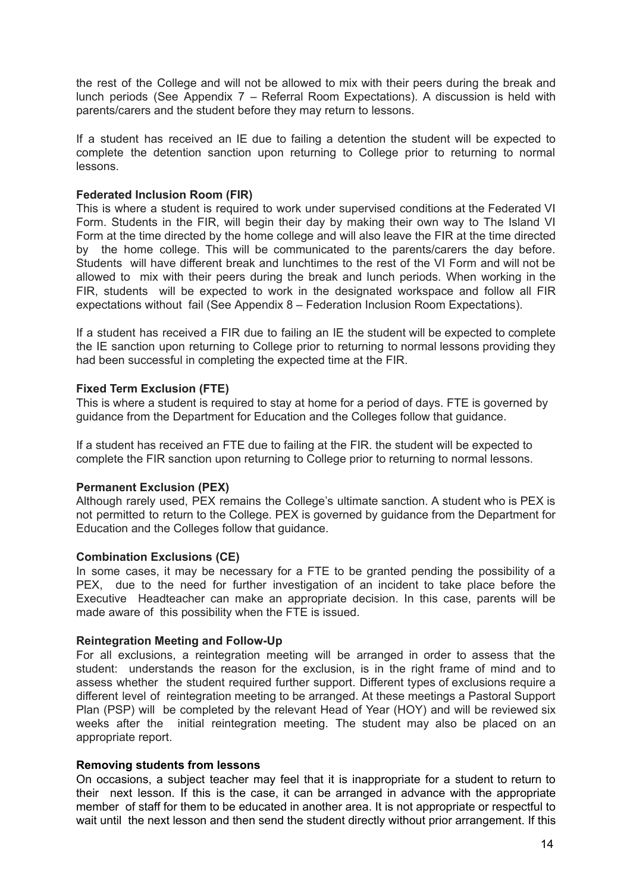the rest of the College and will not be allowed to mix with their peers during the break and lunch periods (See Appendix 7 – Referral Room Expectations). A discussion is held with parents/carers and the student before they may return to lessons.

If a student has received an IE due to failing a detention the student will be expected to complete the detention sanction upon returning to College prior to returning to normal lessons.

**Federated Inclusion Room (FIR)**

This is where a student is required to work under supervised conditions at the Federated VI Form. Students in the FIR, will begin their day by making their own way to The Island VI Form at the time directed by the home college and will also leave the FIR at the time directed by the home college. This will be communicated to the parents/carers the day before. Students will have different break and lunchtimes to the rest of the VI Form and will not be allowed to mix with their peers during the break and lunch periods. When working in the FIR, students will be expected to work in the designated workspace and follow all FIR expectations without fail (See Appendix 8 – Federation Inclusion Room Expectations).

If a student has received a FIR due to failing an IE the student will be expected to complete the IE sanction upon returning to College prior to returning to normal lessons providing they had been successful in completing the expected time at the FIR.

**Fixed Term Exclusion (FTE)**

This is where a student is required to stay at home for a period of days. FTE is governed by guidance from the Department for Education and the Colleges follow that guidance.

If a student has received an FTE due to failing at the FIR. the student will be expected to complete the FIR sanction upon returning to College prior to returning to normal lessons.

**Permanent Exclusion (PEX)**

Although rarely used, PEX remains the College's ultimate sanction. A student who is PEX is not permitted to return to the College. PEX is governed by guidance from the Department for Education and the Colleges follow that guidance.

**Combination Exclusions (CE)**

In some cases, it may be necessary for a FTE to be granted pending the possibility of a PEX, due to the need for further investigation of an incident to take place before the Executive Headteacher can make an appropriate decision. In this case, parents will be made aware of this possibility when the FTE is issued.

**Reintegration Meeting and Follow-Up**

For all exclusions, a reintegration meeting will be arranged in order to assess that the student: understands the reason for the exclusion, is in the right frame of mind and to assess whether the student required further support. Different types of exclusions require a different level of reintegration meeting to be arranged. At these meetings a Pastoral Support Plan (PSP) will be completed by the relevant Head of Year (HOY) and will be reviewed six weeks after the initial reintegration meeting. The student may also be placed on an appropriate report.

**Removing students from lessons**

On occasions, a subject teacher may feel that it is inappropriate for a student to return to their next lesson. If this is the case, it can be arranged in advance with the appropriate member of staff for them to be educated in another area. It is not appropriate or respectful to wait until the next lesson and then send the student directly without prior arrangement. If this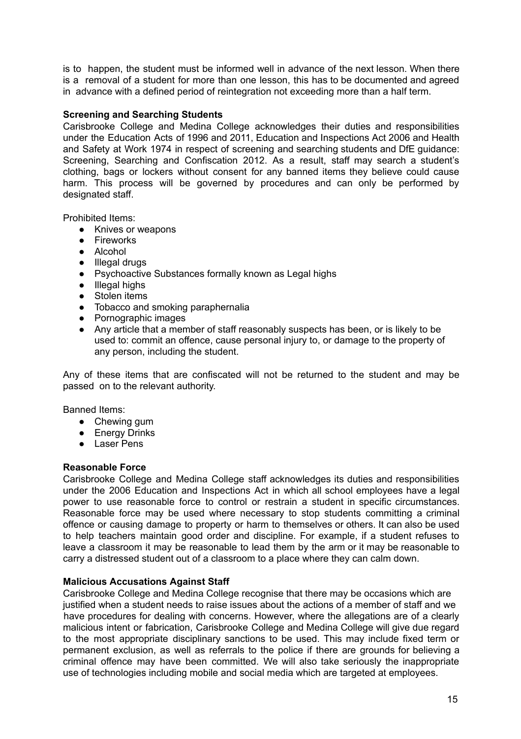is to happen, the student must be informed well in advance of the next lesson. When there is a removal of a student for more than one lesson, this has to be documented and agreed in advance with a defined period of reintegration not exceeding more than a half term.

**Screening and Searching Students**

Carisbrooke College and Medina College acknowledges their duties and responsibilities under the Education Acts of 1996 and 2011, Education and Inspections Act 2006 and Health and Safety at Work 1974 in respect of screening and searching students and DfE guidance: Screening, Searching and Confiscation 2012. As a result, staff may search a student's clothing, bags or lockers without consent for any banned items they believe could cause harm. This process will be governed by procedures and can only be performed by designated staff.

Prohibited Items:

- Knives or weapons
- Fireworks
- Alcohol
- Illegal drugs
- Psychoactive Substances formally known as Legal highs
- Illegal highs
- Stolen items
- Tobacco and smoking paraphernalia
- Pornographic images
- Any article that a member of staff reasonably suspects has been, or is likely to be used to: commit an offence, cause personal injury to, or damage to the property of any person, including the student.

Any of these items that are confiscated will not be returned to the student and may be passed on to the relevant authority.

Banned Items:

- Chewing gum
- Energy Drinks
- Laser Pens

**Reasonable Force**

Carisbrooke College and Medina College staff acknowledges its duties and responsibilities under the 2006 Education and Inspections Act in which all school employees have a legal power to use reasonable force to control or restrain a student in specific circumstances. Reasonable force may be used where necessary to stop students committing a criminal offence or causing damage to property or harm to themselves or others. It can also be used to help teachers maintain good order and discipline. For example, if a student refuses to leave a classroom it may be reasonable to lead them by the arm or it may be reasonable to carry a distressed student out of a classroom to a place where they can calm down.

**Malicious Accusations Against Staff**

Carisbrooke College and Medina College recognise that there may be occasions which are justified when a student needs to raise issues about the actions of a member of staff and we have procedures for dealing with concerns. However, where the allegations are of a clearly malicious intent or fabrication, Carisbrooke College and Medina College will give due regard to the most appropriate disciplinary sanctions to be used. This may include fixed term or permanent exclusion, as well as referrals to the police if there are grounds for believing a criminal offence may have been committed. We will also take seriously the inappropriate use of technologies including mobile and social media which are targeted at employees.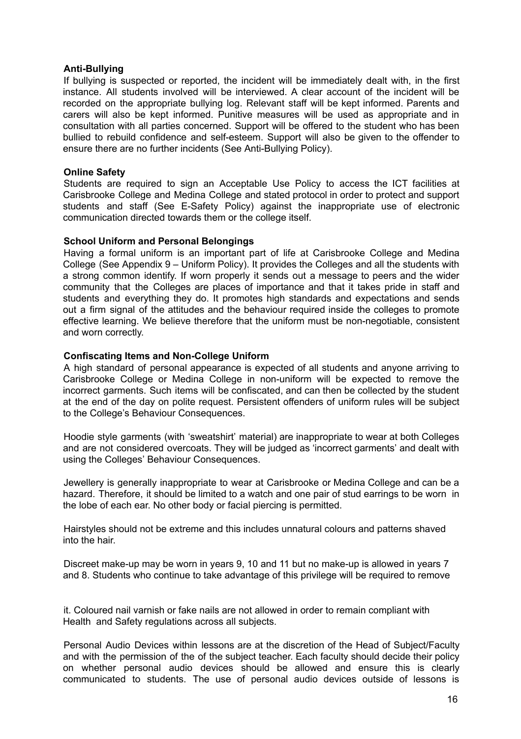**Anti-Bullying**

If bullying is suspected or reported, the incident will be immediately dealt with, in the first instance. All students involved will be interviewed. A clear account of the incident will be recorded on the appropriate bullying log. Relevant staff will be kept informed. Parents and carers will also be kept informed. Punitive measures will be used as appropriate and in consultation with all parties concerned. Support will be offered to the student who has been bullied to rebuild confidence and self-esteem. Support will also be given to the offender to ensure there are no further incidents (See Anti-Bullying Policy).

**Online Safety**

Students are required to sign an Acceptable Use Policy to access the ICT facilities at Carisbrooke College and Medina College and stated protocol in order to protect and support students and staff (See E-Safety Policy) against the inappropriate use of electronic communication directed towards them or the college itself.

**School Uniform and Personal Belongings**

Having a formal uniform is an important part of life at Carisbrooke College and Medina College (See Appendix 9 – Uniform Policy). It provides the Colleges and all the students with a strong common identify. If worn properly it sends out a message to peers and the wider community that the Colleges are places of importance and that it takes pride in staff and students and everything they do. It promotes high standards and expectations and sends out a firm signal of the attitudes and the behaviour required inside the colleges to promote effective learning. We believe therefore that the uniform must be non-negotiable, consistent and worn correctly.

**Confiscating Items and Non-College Uniform**

A high standard of personal appearance is expected of all students and anyone arriving to Carisbrooke College or Medina College in non-uniform will be expected to remove the incorrect garments. Such items will be confiscated, and can then be collected by the student at the end of the day on polite request. Persistent offenders of uniform rules will be subject to the College's Behaviour Consequences.

Hoodie style garments (with 'sweatshirt' material) are inappropriate to wear at both Colleges and are not considered overcoats. They will be judged as 'incorrect garments' and dealt with using the Colleges' Behaviour Consequences.

Jewellery is generally inappropriate to wear at Carisbrooke or Medina College and can be a hazard. Therefore, it should be limited to a watch and one pair of stud earrings to be worn in the lobe of each ear. No other body or facial piercing is permitted.

Hairstyles should not be extreme and this includes unnatural colours and patterns shaved into the hair.

Discreet make-up may be worn in years 9, 10 and 11 but no make-up is allowed in years 7 and 8. Students who continue to take advantage of this privilege will be required to remove it. Coloured nail varnish or fake nails are not allowed in order to remain compliant with Health and Safety regulations across all subjects.

Personal Audio Devices within lessons are at the discretion of the Head of Subject/Faculty and with the permission of the of the subject teacher. Each faculty should decide their policy on whether personal audio devices should be allowed and ensure this is clearly communicated to students. The use of personal audio devices outside of lessons is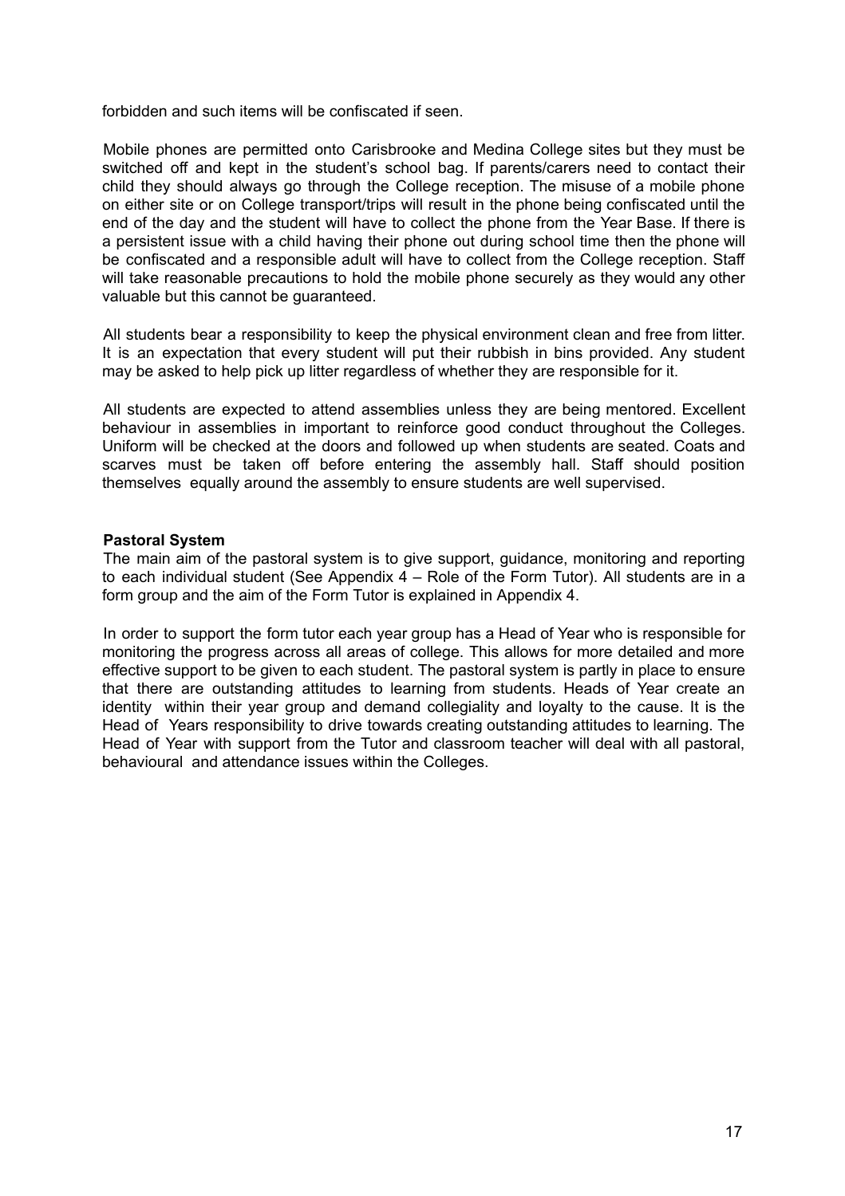forbidden and such items will be confiscated if seen.

Mobile phones are permitted onto Carisbrooke and Medina College sites but they must be switched off and kept in the student's school bag. If parents/carers need to contact their child they should always go through the College reception. The misuse of a mobile phone on either site or on College transport/trips will result in the phone being confiscated until the end of the day and the student will have to collect the phone from the Year Base. If there is a persistent issue with a child having their phone out during school time then the phone will be confiscated and a responsible adult will have to collect from the College reception. Staff will take reasonable precautions to hold the mobile phone securely as they would any other valuable but this cannot be guaranteed.

All students bear a responsibility to keep the physical environment clean and free from litter. It is an expectation that every student will put their rubbish in bins provided. Any student may be asked to help pick up litter regardless of whether they are responsible for it.

All students are expected to attend assemblies unless they are being mentored. Excellent behaviour in assemblies in important to reinforce good conduct throughout the Colleges. Uniform will be checked at the doors and followed up when students are seated. Coats and scarves must be taken off before entering the assembly hall. Staff should position themselves equally around the assembly to ensure students are well supervised.

**Pastoral System**

The main aim of the pastoral system is to give support, guidance, monitoring and reporting to each individual student (See Appendix 4 – Role of the Form Tutor). All students are in a form group and the aim of the Form Tutor is explained in Appendix 4.

In order to support the form tutor each year group has a Head of Year who is responsible for monitoring the progress across all areas of college. This allows for more detailed and more effective support to be given to each student. The pastoral system is partly in place to ensure that there are outstanding attitudes to learning from students. Heads of Year create an identity within their year group and demand collegiality and loyalty to the cause. It is the Head of Years responsibility to drive towards creating outstanding attitudes to learning. The Head of Year with support from the Tutor and classroom teacher will deal with all pastoral, behavioural and attendance issues within the Colleges.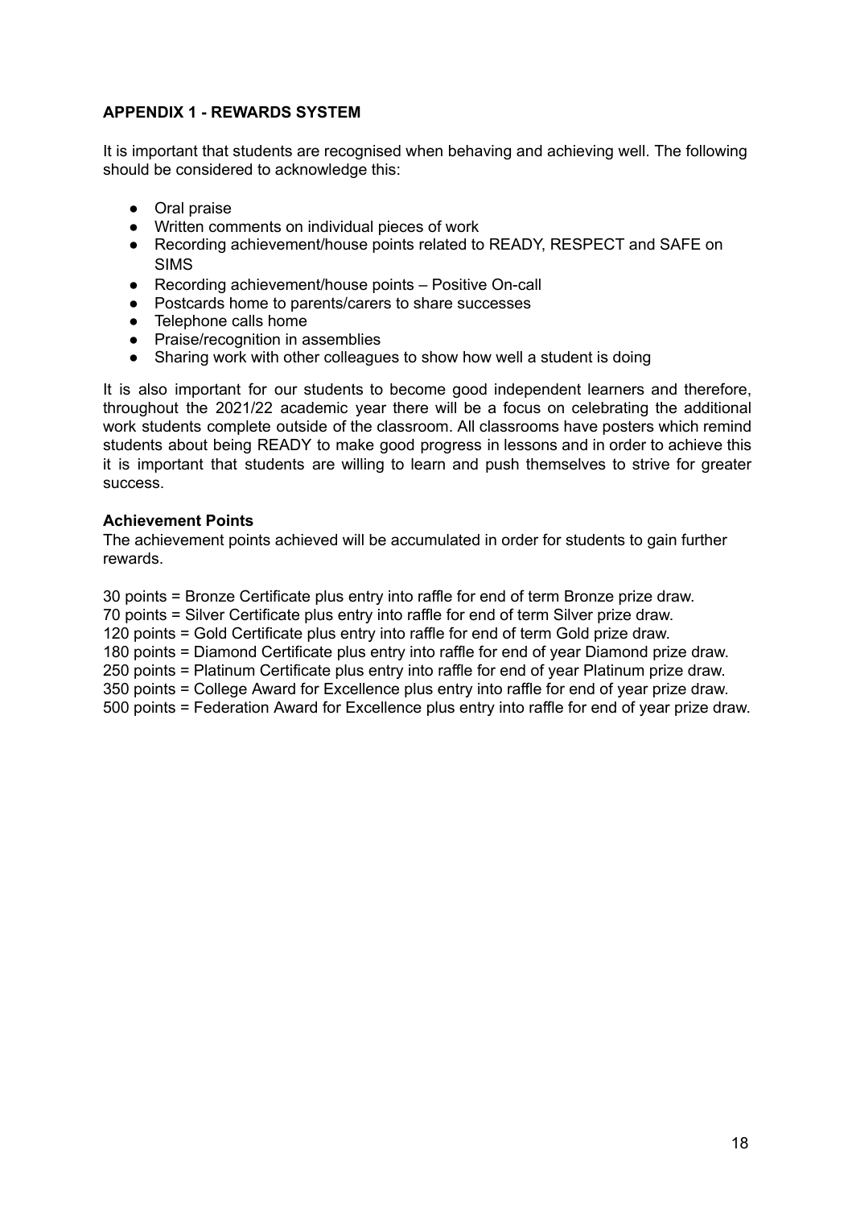## APPENDIX 1 - REWARDS SYSTEM

It is important that students are recognised when behaving and achieving well. The following should be considered to acknowledge this:

- Oral praise
- Written comments on individual pieces of work
- Recording achievement/house points related to READY, RESPECT and SAFE on SIMS
- Recording achievement/house points – Positive On-call
- Postcards home to parents/carers to share successes
- Telephone calls home
- Praise/recognition in assemblies
- Sharing work with other colleagues to show how well a student is doing

It is also important for our students to become good independent learners and therefore, throughout the 2021/22 academic year there will be a focus on celebrating the additional work students complete outside of the classroom. All classrooms have posters which remind students about being READY to make good progress in lessons and in order to achieve this it is important that students are willing to learn and push themselves to strive for greater success.

**Achievement Points**

The achievement points achieved will be accumulated in order for students to gain further rewards.

30 points = Bronze Certificate plus entry into raffle for end of term Bronze prize draw.
70 points = Silver Certificate plus entry into raffle for end of term Silver prize draw.
120 points = Gold Certificate plus entry into raffle for end of term Gold prize draw.
180 points = Diamond Certificate plus entry into raffle for end of year Diamond prize draw.
250 points = Platinum Certificate plus entry into raffle for end of year Platinum prize draw.
350 points = College Award for Excellence plus entry into raffle for end of year prize draw.
500 points = Federation Award for Excellence plus entry into raffle for end of year prize draw.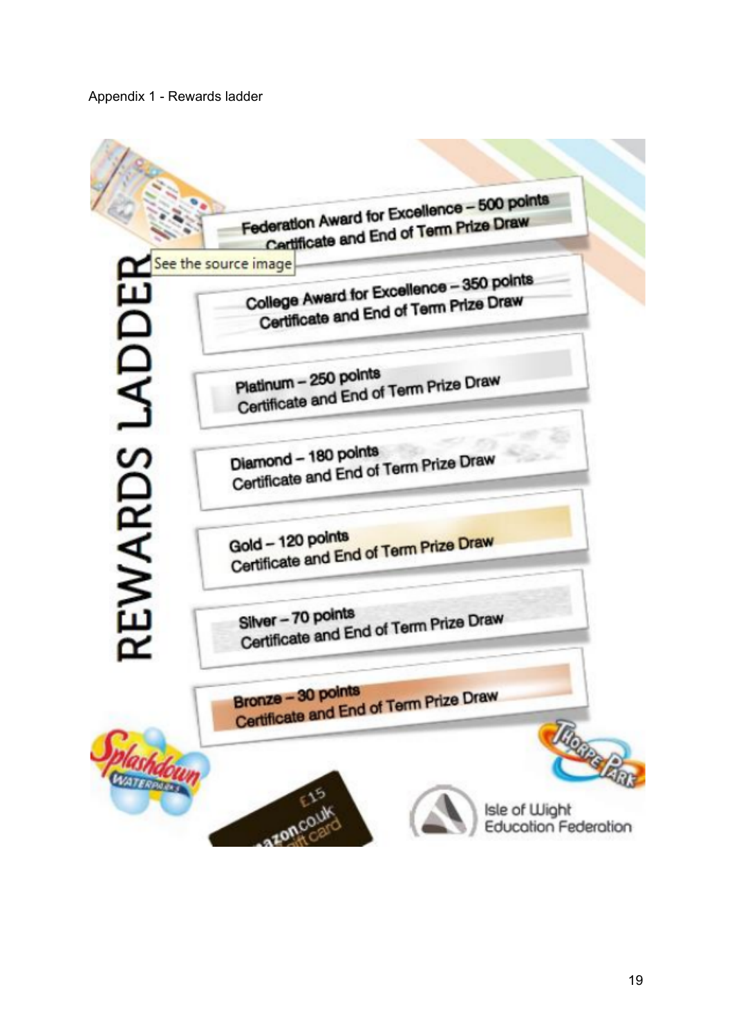Appendix 1 - Rewards ladder

# REWARDS LADDER

Federation Award for Excellence – 500 points
Certificate and End of Term Prize Draw

See the source image

College Award for Excellence – 350 points
Certificate and End of Term Prize Draw

Platinum – 250 points
Certificate and End of Term Prize Draw

Diamond – 180 points
Certificate and End of Term Prize Draw

Gold – 120 points
Certificate and End of Term Prize Draw

Silver – 70 points
Certificate and End of Term Prize Draw

Bronze – 30 points
Certificate and End of Term Prize Draw

Splashdown Waterparks

£15 amazon.co.uk gift card

Isle of Wight Education Federation

Thorpe Park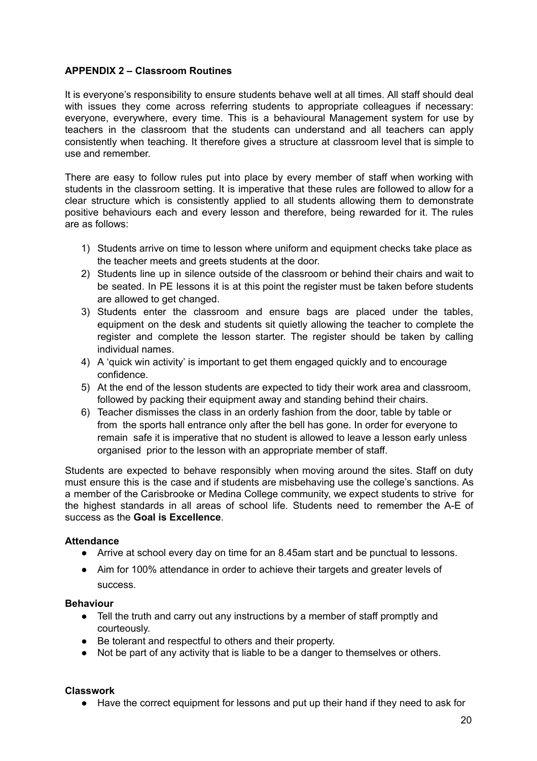**APPENDIX 2 – Classroom Routines**

It is everyone's responsibility to ensure students behave well at all times. All staff should deal with issues they come across referring students to appropriate colleagues if necessary: everyone, everywhere, every time. This is a behavioural Management system for use by teachers in the classroom that the students can understand and all teachers can apply consistently when teaching. It therefore gives a structure at classroom level that is simple to use and remember.

There are easy to follow rules put into place by every member of staff when working with students in the classroom setting. It is imperative that these rules are followed to allow for a clear structure which is consistently applied to all students allowing them to demonstrate positive behaviours each and every lesson and therefore, being rewarded for it. The rules are as follows:

1) Students arrive on time to lesson where uniform and equipment checks take place as the teacher meets and greets students at the door.
2) Students line up in silence outside of the classroom or behind their chairs and wait to be seated. In PE lessons it is at this point the register must be taken before students are allowed to get changed.
3) Students enter the classroom and ensure bags are placed under the tables, equipment on the desk and students sit quietly allowing the teacher to complete the register and complete the lesson starter. The register should be taken by calling individual names.
4) A 'quick win activity' is important to get them engaged quickly and to encourage confidence.
5) At the end of the lesson students are expected to tidy their work area and classroom, followed by packing their equipment away and standing behind their chairs.
6) Teacher dismisses the class in an orderly fashion from the door, table by table or from the sports hall entrance only after the bell has gone. In order for everyone to remain safe it is imperative that no student is allowed to leave a lesson early unless organised prior to the lesson with an appropriate member of staff.

Students are expected to behave responsibly when moving around the sites. Staff on duty must ensure this is the case and if students are misbehaving use the college's sanctions. As a member of the Carisbrooke or Medina College community, we expect students to strive for the highest standards in all areas of school life. Students need to remember the A-E of success as the **Goal is Excellence**.

**Attendance**

- Arrive at school every day on time for an 8.45am start and be punctual to lessons.
- Aim for 100% attendance in order to achieve their targets and greater levels of success.

**Behaviour**

- Tell the truth and carry out any instructions by a member of staff promptly and courteously.
- Be tolerant and respectful to others and their property.
- Not be part of any activity that is liable to be a danger to themselves or others.

**Classwork**

- Have the correct equipment for lessons and put up their hand if they need to ask for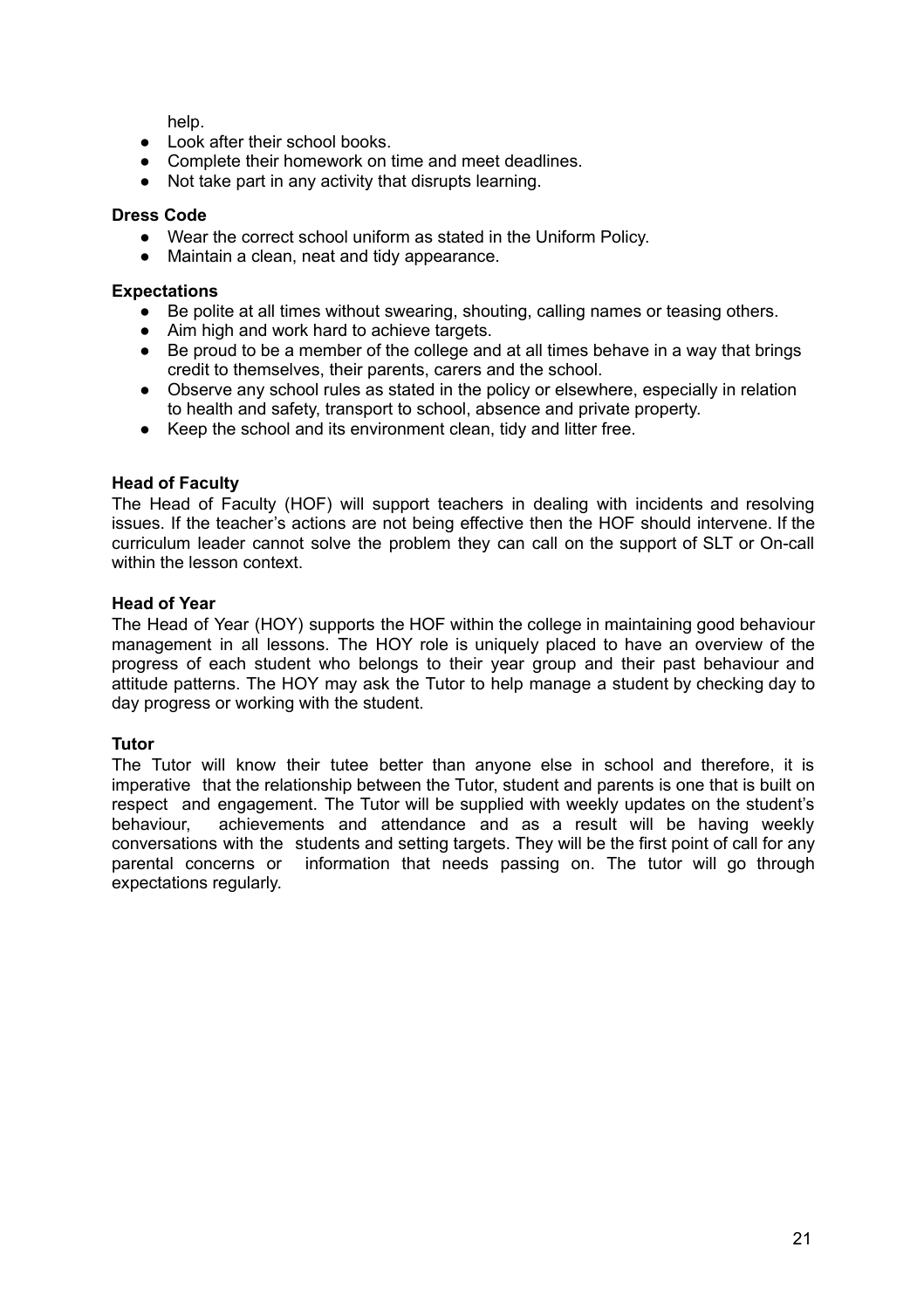help.

- Look after their school books.
- Complete their homework on time and meet deadlines.
- Not take part in any activity that disrupts learning.

**Dress Code**

- Wear the correct school uniform as stated in the Uniform Policy.
- Maintain a clean, neat and tidy appearance.

**Expectations**

- Be polite at all times without swearing, shouting, calling names or teasing others.
- Aim high and work hard to achieve targets.
- Be proud to be a member of the college and at all times behave in a way that brings credit to themselves, their parents, carers and the school.
- Observe any school rules as stated in the policy or elsewhere, especially in relation to health and safety, transport to school, absence and private property.
- Keep the school and its environment clean, tidy and litter free.

**Head of Faculty**

The Head of Faculty (HOF) will support teachers in dealing with incidents and resolving issues. If the teacher's actions are not being effective then the HOF should intervene. If the curriculum leader cannot solve the problem they can call on the support of SLT or On-call within the lesson context.

**Head of Year**

The Head of Year (HOY) supports the HOF within the college in maintaining good behaviour management in all lessons. The HOY role is uniquely placed to have an overview of the progress of each student who belongs to their year group and their past behaviour and attitude patterns. The HOY may ask the Tutor to help manage a student by checking day to day progress or working with the student.

**Tutor**

The Tutor will know their tutee better than anyone else in school and therefore, it is imperative that the relationship between the Tutor, student and parents is one that is built on respect and engagement. The Tutor will be supplied with weekly updates on the student's behaviour, achievements and attendance and as a result will be having weekly conversations with the students and setting targets. They will be the first point of call for any parental concerns or information that needs passing on. The tutor will go through expectations regularly.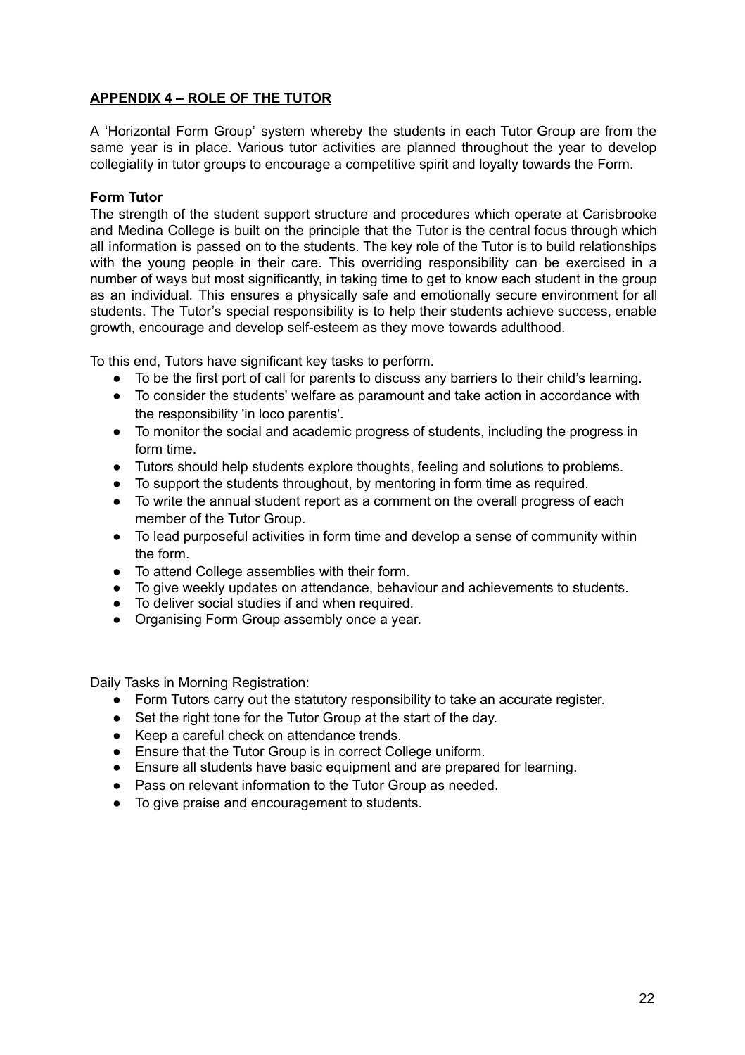## APPENDIX 4 – ROLE OF THE TUTOR

A 'Horizontal Form Group' system whereby the students in each Tutor Group are from the same year is in place. Various tutor activities are planned throughout the year to develop collegiality in tutor groups to encourage a competitive spirit and loyalty towards the Form.

**Form Tutor**

The strength of the student support structure and procedures which operate at Carisbrooke and Medina College is built on the principle that the Tutor is the central focus through which all information is passed on to the students. The key role of the Tutor is to build relationships with the young people in their care. This overriding responsibility can be exercised in a number of ways but most significantly, in taking time to get to know each student in the group as an individual. This ensures a physically safe and emotionally secure environment for all students. The Tutor's special responsibility is to help their students achieve success, enable growth, encourage and develop self-esteem as they move towards adulthood.

To this end, Tutors have significant key tasks to perform.

- To be the first port of call for parents to discuss any barriers to their child's learning.
- To consider the students' welfare as paramount and take action in accordance with the responsibility 'in loco parentis'.
- To monitor the social and academic progress of students, including the progress in form time.
- Tutors should help students explore thoughts, feeling and solutions to problems.
- To support the students throughout, by mentoring in form time as required.
- To write the annual student report as a comment on the overall progress of each member of the Tutor Group.
- To lead purposeful activities in form time and develop a sense of community within the form.
- To attend College assemblies with their form.
- To give weekly updates on attendance, behaviour and achievements to students.
- To deliver social studies if and when required.
- Organising Form Group assembly once a year.

Daily Tasks in Morning Registration:

- Form Tutors carry out the statutory responsibility to take an accurate register.
- Set the right tone for the Tutor Group at the start of the day.
- Keep a careful check on attendance trends.
- Ensure that the Tutor Group is in correct College uniform.
- Ensure all students have basic equipment and are prepared for learning.
- Pass on relevant information to the Tutor Group as needed.
- To give praise and encouragement to students.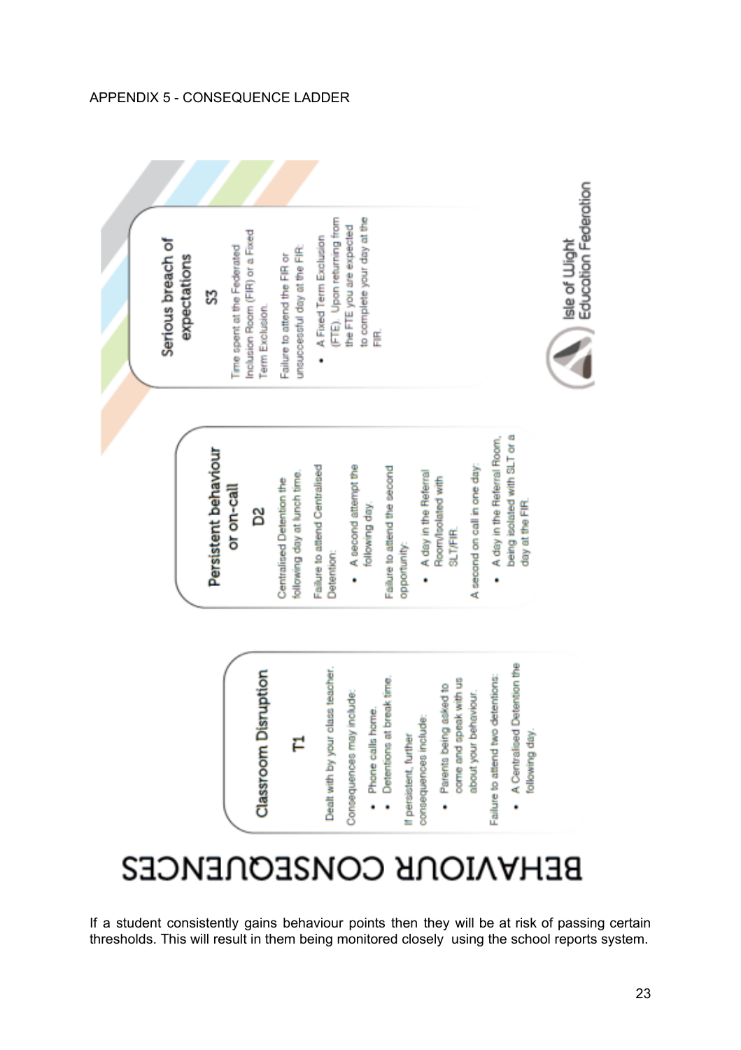APPENDIX 5 - CONSEQUENCE LADDER

# BEHAVIOUR CONSEQUENCES

## Classroom Disruption

### T1

Dealt with by your class teacher.

Consequences may include:

- Phone calls home.
- Detentions at break time.

If persistent, further consequences include:

- Parents being asked to come and speak with us about your behaviour.

Failure to attend two detentions:

- A Centralised Detention the following day.

## Persistent behaviour or on-call

### D2

Centralised Detention the following day at lunch time.

Failure to attend Centralised Detention:

- A second attempt the following day.

Failure to attend the second opportunity:

- A day in the Referral Room/Isolated with SLT/FIR.

A second on call in one day:

- A day in the Referral Room, being isolated with SLT or a day at the FIR.

## Serious breach of expectations

### S3

Time spent at the Federated Inclusion Room (FIR) or a Fixed Term Exclusion.

Failure to attend the FIR or unsuccessful day at the FIR:

- A Fixed Term Exclusion (FTE). Upon returning from the FTE you are expected to complete your day at the FIR.

Isle of Wight Education Federation

If a student consistently gains behaviour points then they will be at risk of passing certain thresholds. This will result in them being monitored closely using the school reports system.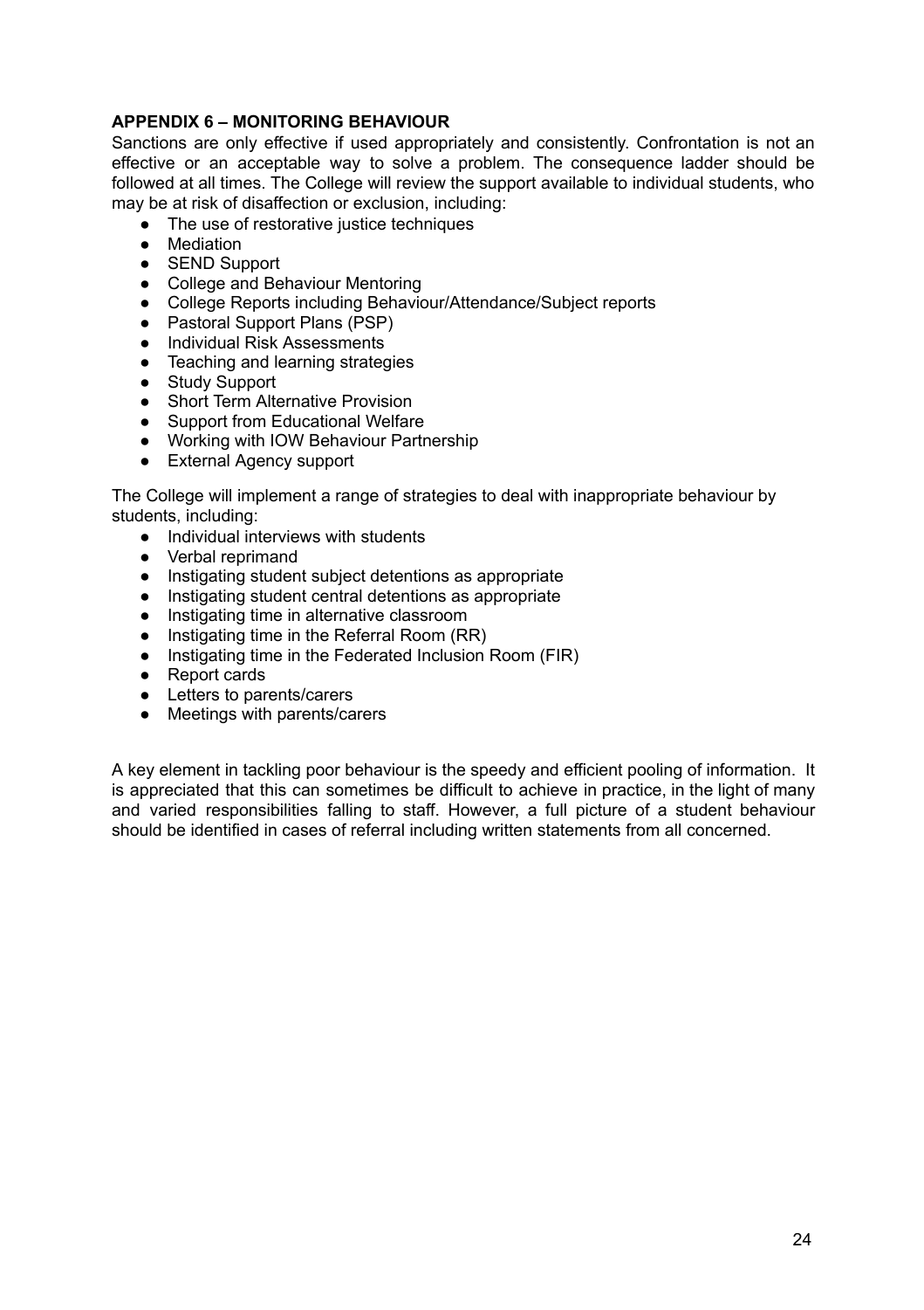**APPENDIX 6 – MONITORING BEHAVIOUR**

Sanctions are only effective if used appropriately and consistently. Confrontation is not an effective or an acceptable way to solve a problem. The consequence ladder should be followed at all times. The College will review the support available to individual students, who may be at risk of disaffection or exclusion, including:

- The use of restorative justice techniques
- Mediation
- SEND Support
- College and Behaviour Mentoring
- College Reports including Behaviour/Attendance/Subject reports
- Pastoral Support Plans (PSP)
- Individual Risk Assessments
- Teaching and learning strategies
- Study Support
- Short Term Alternative Provision
- Support from Educational Welfare
- Working with IOW Behaviour Partnership
- External Agency support

The College will implement a range of strategies to deal with inappropriate behaviour by students, including:

- Individual interviews with students
- Verbal reprimand
- Instigating student subject detentions as appropriate
- Instigating student central detentions as appropriate
- Instigating time in alternative classroom
- Instigating time in the Referral Room (RR)
- Instigating time in the Federated Inclusion Room (FIR)
- Report cards
- Letters to parents/carers
- Meetings with parents/carers

A key element in tackling poor behaviour is the speedy and efficient pooling of information. It is appreciated that this can sometimes be difficult to achieve in practice, in the light of many and varied responsibilities falling to staff. However, a full picture of a student behaviour should be identified in cases of referral including written statements from all concerned.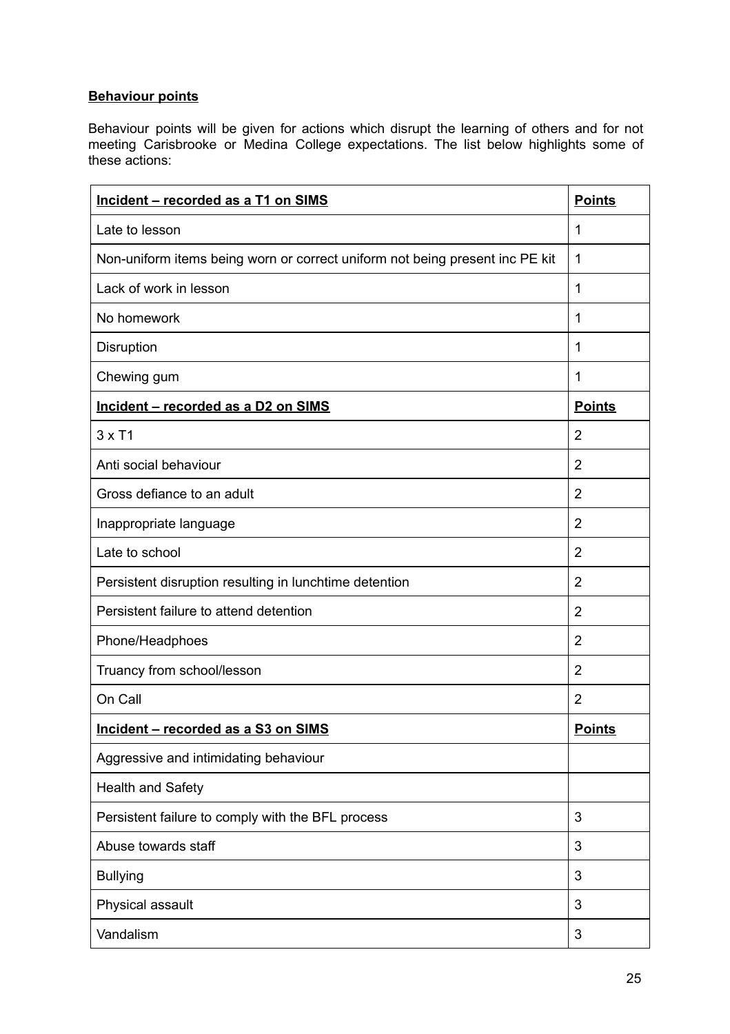**Behaviour points**

Behaviour points will be given for actions which disrupt the learning of others and for not meeting Carisbrooke or Medina College expectations. The list below highlights some of these actions:

| **Incident – recorded as a T1 on SIMS** | **Points** |
|---|---|
| Late to lesson | 1 |
| Non-uniform items being worn or correct uniform not being present inc PE kit | 1 |
| Lack of work in lesson | 1 |
| No homework | 1 |
| Disruption | 1 |
| Chewing gum | 1 |
| **Incident – recorded as a D2 on SIMS** | **Points** |
| 3 x T1 | 2 |
| Anti social behaviour | 2 |
| Gross defiance to an adult | 2 |
| Inappropriate language | 2 |
| Late to school | 2 |
| Persistent disruption resulting in lunchtime detention | 2 |
| Persistent failure to attend detention | 2 |
| Phone/Headphoes | 2 |
| Truancy from school/lesson | 2 |
| On Call | 2 |
| **Incident – recorded as a S3 on SIMS** | **Points** |
| Aggressive and intimidating behaviour | |
| Health and Safety | |
| Persistent failure to comply with the BFL process | 3 |
| Abuse towards staff | 3 |
| Bullying | 3 |
| Physical assault | 3 |
| Vandalism | 3 |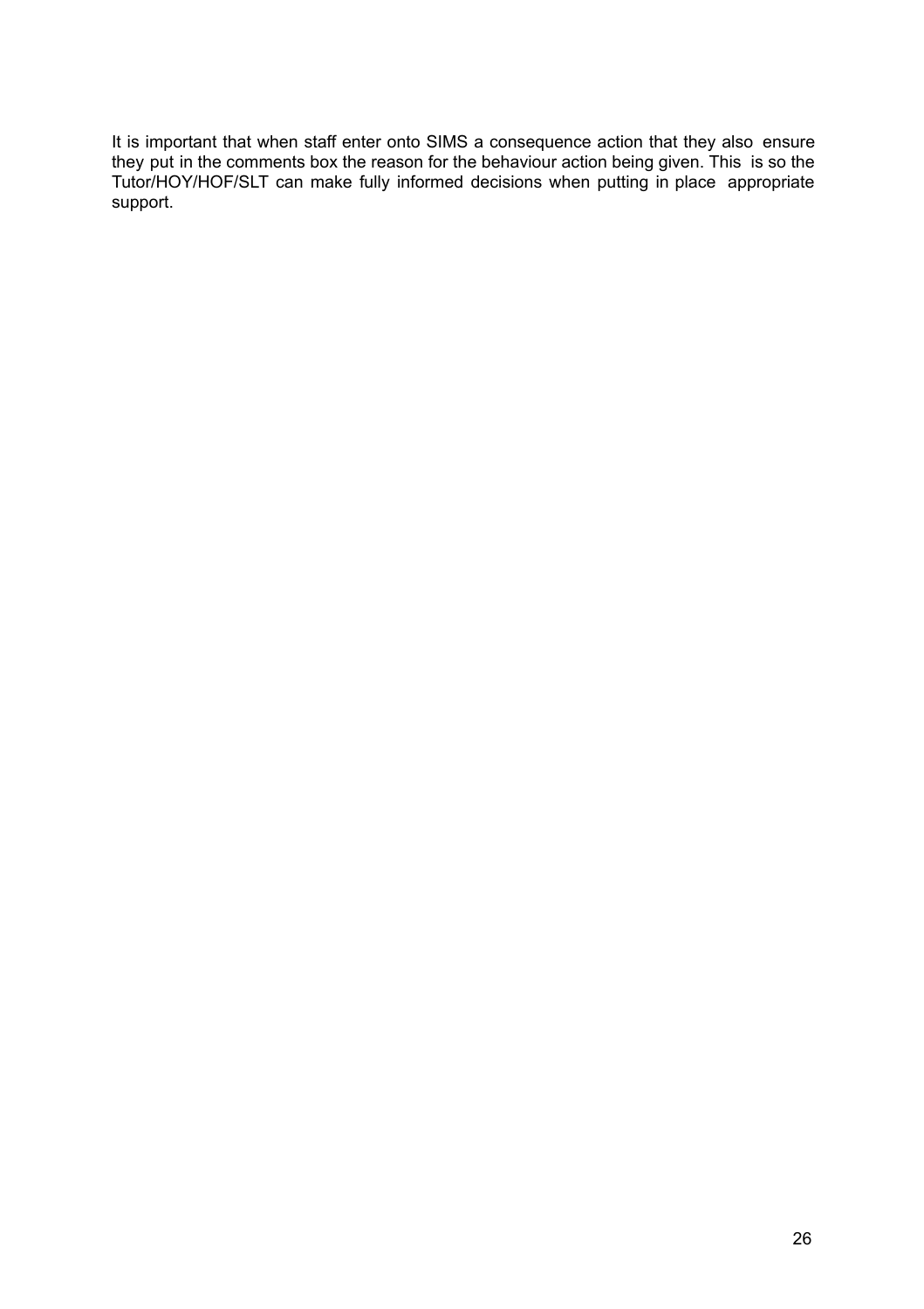It is important that when staff enter onto SIMS a consequence action that they also ensure they put in the comments box the reason for the behaviour action being given. This is so the Tutor/HOY/HOF/SLT can make fully informed decisions when putting in place appropriate support.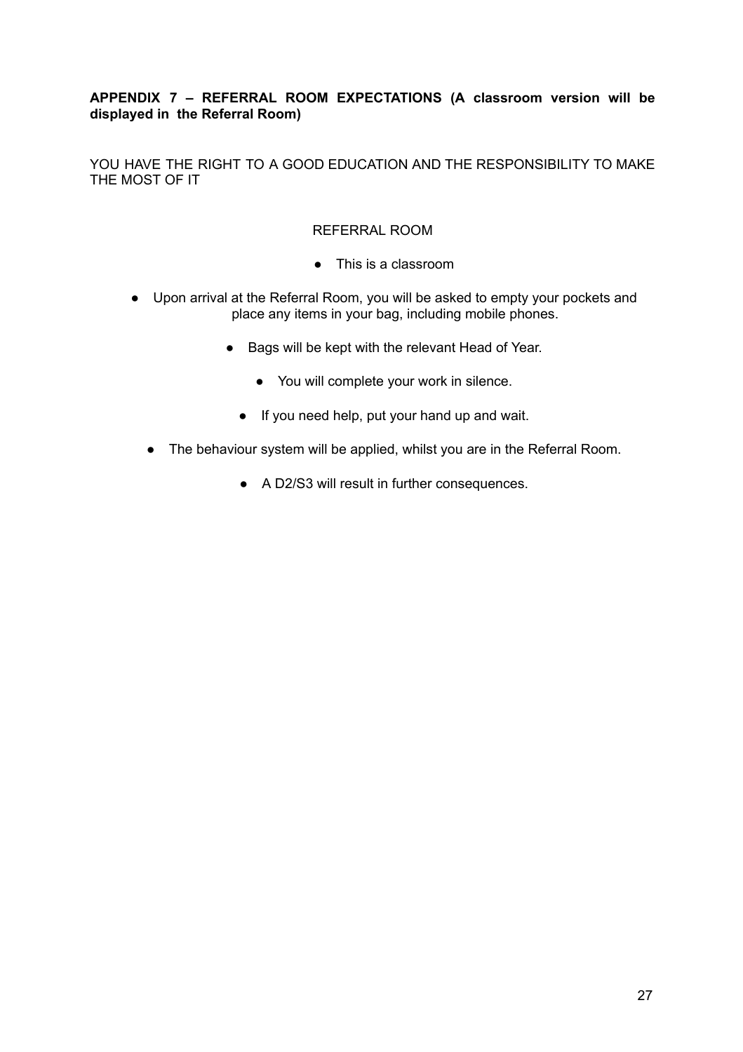**APPENDIX 7 – REFERRAL ROOM EXPECTATIONS (A classroom version will be displayed in the Referral Room)**

YOU HAVE THE RIGHT TO A GOOD EDUCATION AND THE RESPONSIBILITY TO MAKE THE MOST OF IT

REFERRAL ROOM

- This is a classroom
- Upon arrival at the Referral Room, you will be asked to empty your pockets and place any items in your bag, including mobile phones.
- Bags will be kept with the relevant Head of Year.
- You will complete your work in silence.
- If you need help, put your hand up and wait.
- The behaviour system will be applied, whilst you are in the Referral Room.
- A D2/S3 will result in further consequences.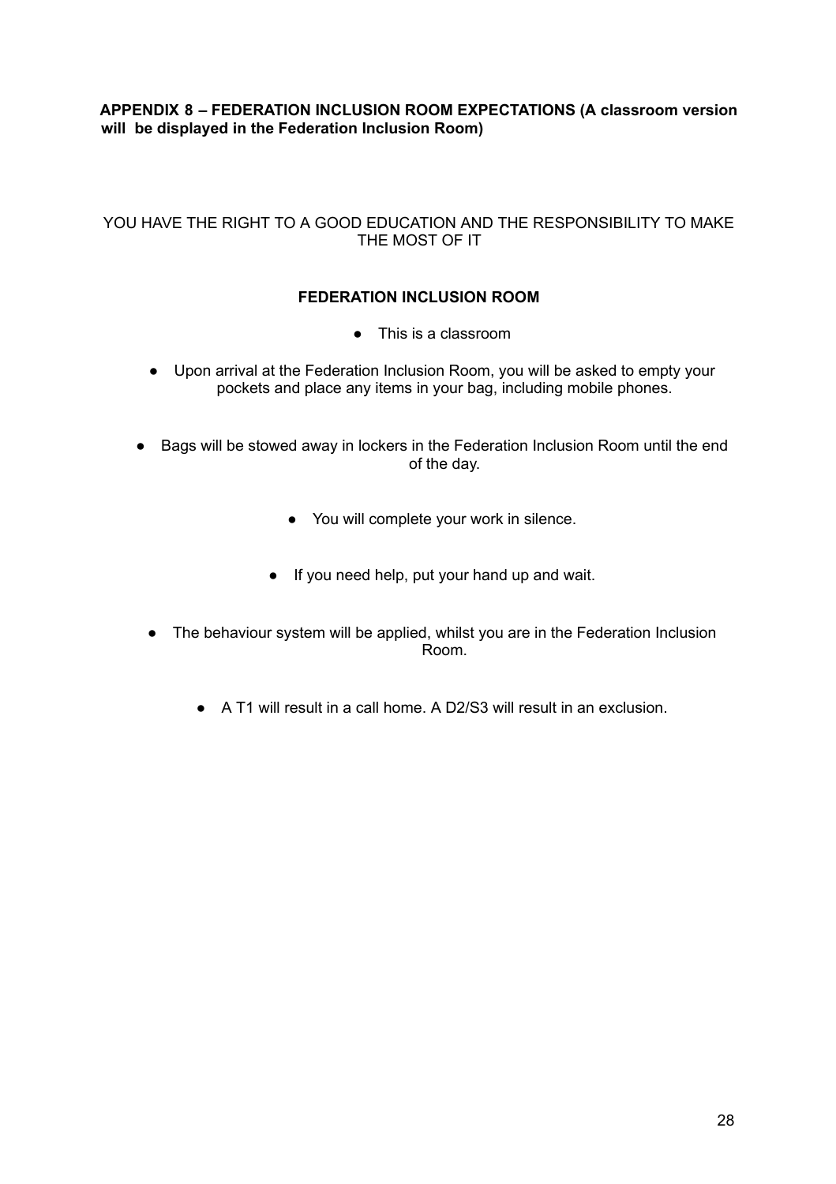**APPENDIX 8 – FEDERATION INCLUSION ROOM EXPECTATIONS (A classroom version will be displayed in the Federation Inclusion Room)**

YOU HAVE THE RIGHT TO A GOOD EDUCATION AND THE RESPONSIBILITY TO MAKE THE MOST OF IT

**FEDERATION INCLUSION ROOM**

- This is a classroom
- Upon arrival at the Federation Inclusion Room, you will be asked to empty your pockets and place any items in your bag, including mobile phones.
- Bags will be stowed away in lockers in the Federation Inclusion Room until the end of the day.
- You will complete your work in silence.
- If you need help, put your hand up and wait.
- The behaviour system will be applied, whilst you are in the Federation Inclusion Room.
- A T1 will result in a call home. A D2/S3 will result in an exclusion.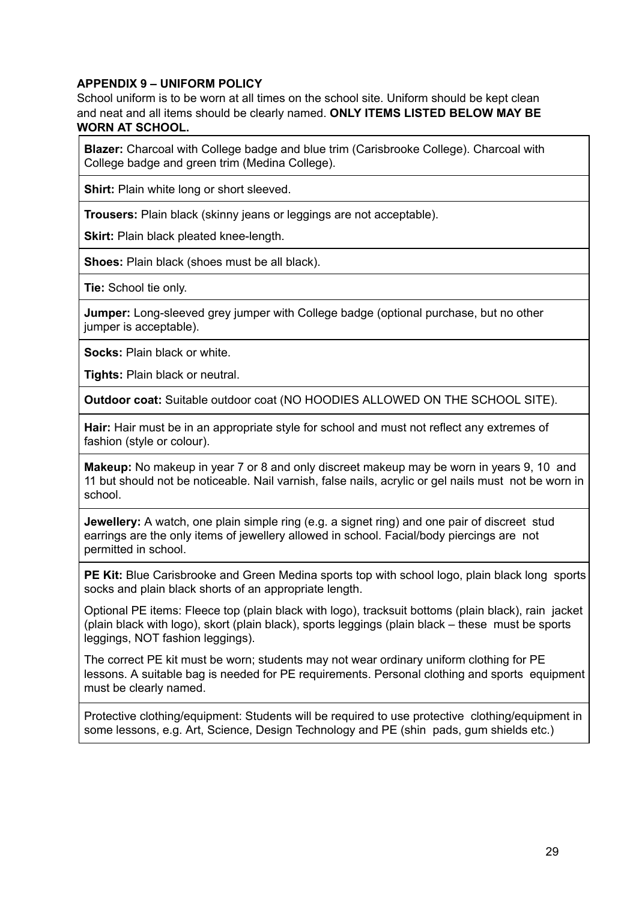**APPENDIX 9 – UNIFORM POLICY**

School uniform is to be worn at all times on the school site. Uniform should be kept clean and neat and all items should be clearly named. **ONLY ITEMS LISTED BELOW MAY BE WORN AT SCHOOL.**

**Blazer:** Charcoal with College badge and blue trim (Carisbrooke College). Charcoal with College badge and green trim (Medina College).

**Shirt:** Plain white long or short sleeved.

**Trousers:** Plain black (skinny jeans or leggings are not acceptable).

**Skirt:** Plain black pleated knee-length.

**Shoes:** Plain black (shoes must be all black).

**Tie:** School tie only.

**Jumper:** Long-sleeved grey jumper with College badge (optional purchase, but no other jumper is acceptable).

**Socks:** Plain black or white.

**Tights:** Plain black or neutral.

**Outdoor coat:** Suitable outdoor coat (NO HOODIES ALLOWED ON THE SCHOOL SITE).

**Hair:** Hair must be in an appropriate style for school and must not reflect any extremes of fashion (style or colour).

**Makeup:** No makeup in year 7 or 8 and only discreet makeup may be worn in years 9, 10 and 11 but should not be noticeable. Nail varnish, false nails, acrylic or gel nails must not be worn in school.

**Jewellery:** A watch, one plain simple ring (e.g. a signet ring) and one pair of discreet stud earrings are the only items of jewellery allowed in school. Facial/body piercings are not permitted in school.

**PE Kit:** Blue Carisbrooke and Green Medina sports top with school logo, plain black long sports socks and plain black shorts of an appropriate length.

Optional PE items: Fleece top (plain black with logo), tracksuit bottoms (plain black), rain jacket (plain black with logo), skort (plain black), sports leggings (plain black – these must be sports leggings, NOT fashion leggings).

The correct PE kit must be worn; students may not wear ordinary uniform clothing for PE lessons. A suitable bag is needed for PE requirements. Personal clothing and sports equipment must be clearly named.

Protective clothing/equipment: Students will be required to use protective clothing/equipment in some lessons, e.g. Art, Science, Design Technology and PE (shin pads, gum shields etc.)